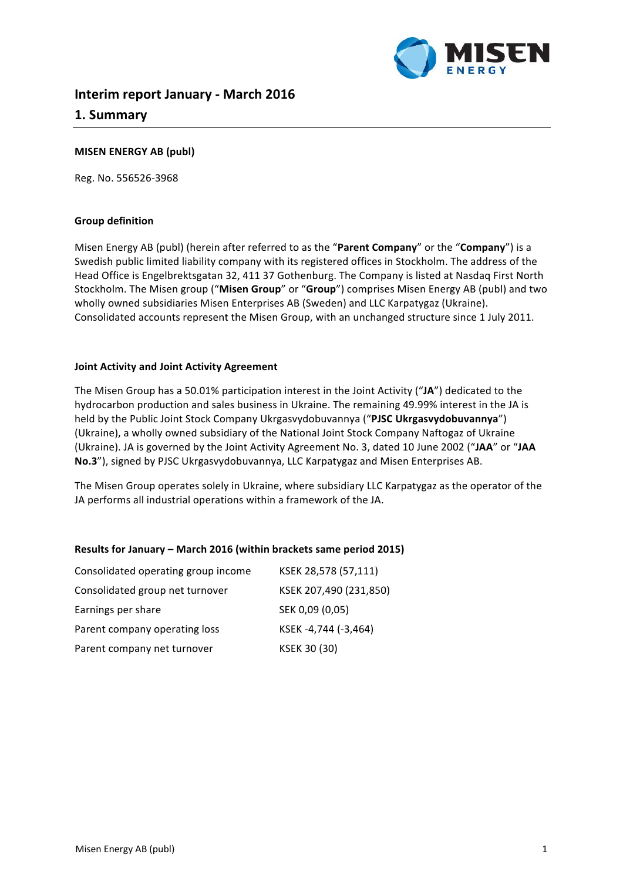# Interim report January - March 2016

## 1. Summary

**MISEN ENERGY AB (publ)**

Reg. No. 556526-3968

### Group definition

Misen Energy AB (publ) (herein after referred to as the "**Parent Company**" or the "**Company**") is a Swedish public limited liability company with its registered offices in Stockholm. The address of the Head Office is Engelbrektsgatan 32, 411 37 Gothenburg. The Company is listed at Nasdaq First North Stockholm. The Misen group ("**Misen Group**" or "**Group**") comprises Misen Energy AB (publ) and two wholly owned subsidiaries Misen Enterprises AB (Sweden) and LLC Karpatygaz (Ukraine). Consolidated accounts represent the Misen Group, with an unchanged structure since 1 July 2011.

### Joint Activity and Joint Activity Agreement

The Misen Group has a 50.01% participation interest in the Joint Activity ("**JA**") dedicated to the hydrocarbon production and sales business in Ukraine. The remaining 49.99% interest in the JA is held by the Public Joint Stock Company Ukrgasvydobuvannya ("**PJSC Ukrgasvydobuvannya**") (Ukraine), a wholly owned subsidiary of the National Joint Stock Company Naftogaz of Ukraine (Ukraine). JA is governed by the Joint Activity Agreement No. 3, dated 10 June 2002 ("**JAA**" or "**JAA No.3**"), signed by PJSC Ukrgasvydobuvannya, LLC Karpatygaz and Misen Enterprises AB.

The Misen Group operates solely in Ukraine, where subsidiary LLC Karpatygaz as the operator of the JA performs all industrial operations within a framework of the JA.

### Results for January – March 2016 (within brackets same period 2015)

| | |
|---|---|
| Consolidated operating group income | KSEK 28,578 (57,111) |
| Consolidated group net turnover | KSEK 207,490 (231,850) |
| Earnings per share | SEK 0,09 (0,05) |
| Parent company operating loss | KSEK -4,744 (-3,464) |
| Parent company net turnover | KSEK 30 (30) |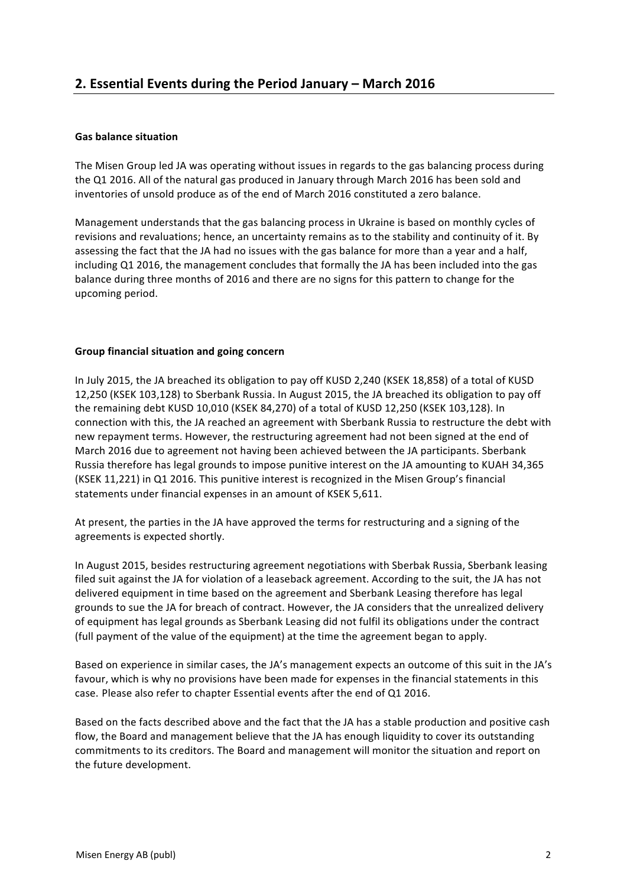## 2. Essential Events during the Period January – March 2016

**Gas balance situation**

The Misen Group led JA was operating without issues in regards to the gas balancing process during the Q1 2016. All of the natural gas produced in January through March 2016 has been sold and inventories of unsold produce as of the end of March 2016 constituted a zero balance.

Management understands that the gas balancing process in Ukraine is based on monthly cycles of revisions and revaluations; hence, an uncertainty remains as to the stability and continuity of it. By assessing the fact that the JA had no issues with the gas balance for more than a year and a half, including Q1 2016, the management concludes that formally the JA has been included into the gas balance during three months of 2016 and there are no signs for this pattern to change for the upcoming period.

**Group financial situation and going concern**

In July 2015, the JA breached its obligation to pay off KUSD 2,240 (KSEK 18,858) of a total of KUSD 12,250 (KSEK 103,128) to Sberbank Russia. In August 2015, the JA breached its obligation to pay off the remaining debt KUSD 10,010 (KSEK 84,270) of a total of KUSD 12,250 (KSEK 103,128). In connection with this, the JA reached an agreement with Sberbank Russia to restructure the debt with new repayment terms. However, the restructuring agreement had not been signed at the end of March 2016 due to agreement not having been achieved between the JA participants. Sberbank Russia therefore has legal grounds to impose punitive interest on the JA amounting to KUAH 34,365 (KSEK 11,221) in Q1 2016. This punitive interest is recognized in the Misen Group's financial statements under financial expenses in an amount of KSEK 5,611.

At present, the parties in the JA have approved the terms for restructuring and a signing of the agreements is expected shortly.

In August 2015, besides restructuring agreement negotiations with Sberbak Russia, Sberbank leasing filed suit against the JA for violation of a leaseback agreement. According to the suit, the JA has not delivered equipment in time based on the agreement and Sberbank Leasing therefore has legal grounds to sue the JA for breach of contract. However, the JA considers that the unrealized delivery of equipment has legal grounds as Sberbank Leasing did not fulfil its obligations under the contract (full payment of the value of the equipment) at the time the agreement began to apply.

Based on experience in similar cases, the JA's management expects an outcome of this suit in the JA's favour, which is why no provisions have been made for expenses in the financial statements in this case. Please also refer to chapter Essential events after the end of Q1 2016.

Based on the facts described above and the fact that the JA has a stable production and positive cash flow, the Board and management believe that the JA has enough liquidity to cover its outstanding commitments to its creditors. The Board and management will monitor the situation and report on the future development.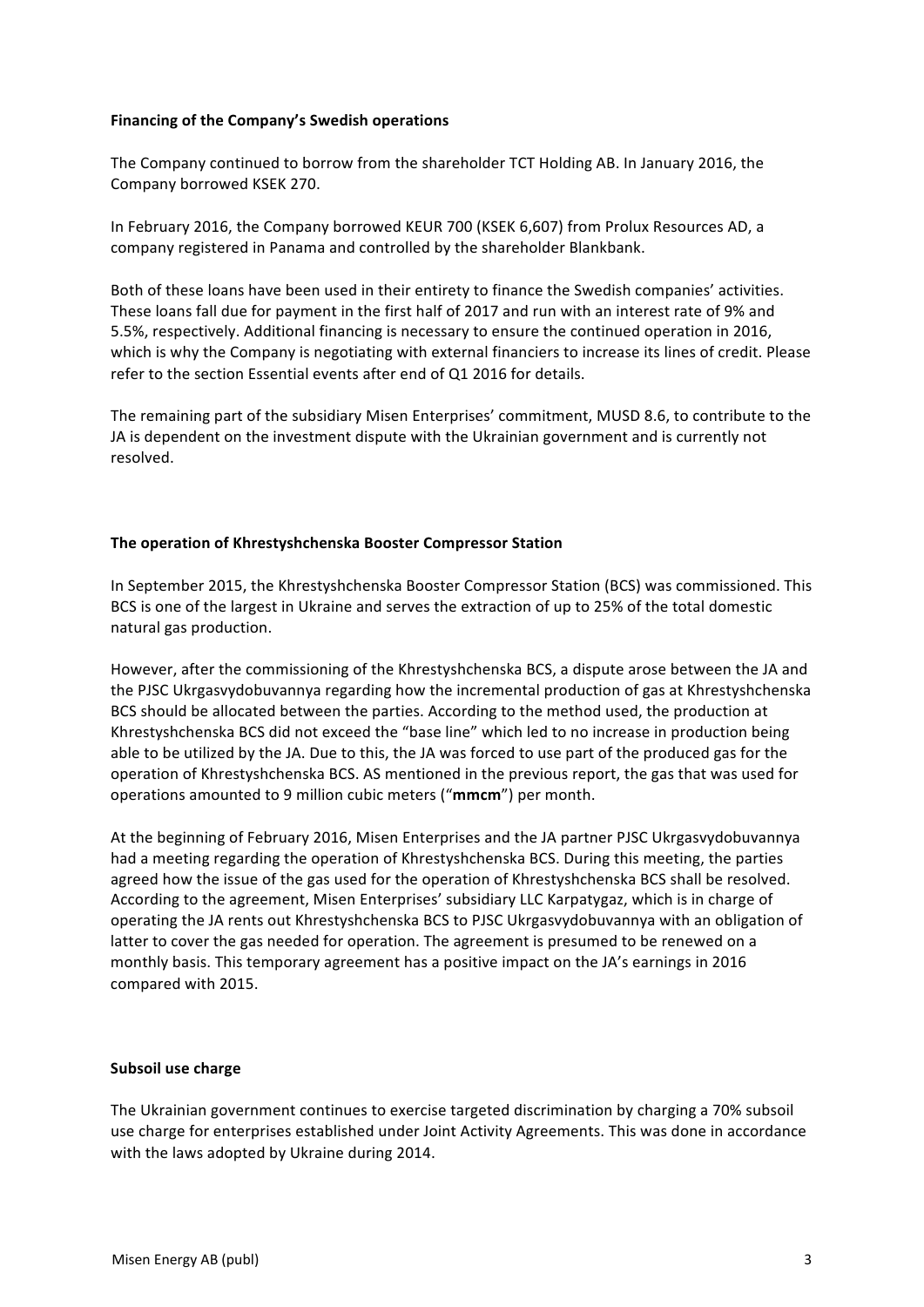**Financing of the Company's Swedish operations**

The Company continued to borrow from the shareholder TCT Holding AB. In January 2016, the Company borrowed KSEK 270.

In February 2016, the Company borrowed KEUR 700 (KSEK 6,607) from Prolux Resources AD, a company registered in Panama and controlled by the shareholder Blankbank.

Both of these loans have been used in their entirety to finance the Swedish companies' activities. These loans fall due for payment in the first half of 2017 and run with an interest rate of 9% and 5.5%, respectively. Additional financing is necessary to ensure the continued operation in 2016, which is why the Company is negotiating with external financiers to increase its lines of credit. Please refer to the section Essential events after end of Q1 2016 for details.

The remaining part of the subsidiary Misen Enterprises' commitment, MUSD 8.6, to contribute to the JA is dependent on the investment dispute with the Ukrainian government and is currently not resolved.

**The operation of Khrestyshchenska Booster Compressor Station**

In September 2015, the Khrestyshchenska Booster Compressor Station (BCS) was commissioned. This BCS is one of the largest in Ukraine and serves the extraction of up to 25% of the total domestic natural gas production.

However, after the commissioning of the Khrestyshchenska BCS, a dispute arose between the JA and the PJSC Ukrgasvydobuvannya regarding how the incremental production of gas at Khrestyshchenska BCS should be allocated between the parties. According to the method used, the production at Khrestyshchenska BCS did not exceed the "base line" which led to no increase in production being able to be utilized by the JA. Due to this, the JA was forced to use part of the produced gas for the operation of Khrestyshchenska BCS. AS mentioned in the previous report, the gas that was used for operations amounted to 9 million cubic meters ("**mmcm**") per month.

At the beginning of February 2016, Misen Enterprises and the JA partner PJSC Ukrgasvydobuvannya had a meeting regarding the operation of Khrestyshchenska BCS. During this meeting, the parties agreed how the issue of the gas used for the operation of Khrestyshchenska BCS shall be resolved. According to the agreement, Misen Enterprises' subsidiary LLC Karpatygaz, which is in charge of operating the JA rents out Khrestyshchenska BCS to PJSC Ukrgasvydobuvannya with an obligation of latter to cover the gas needed for operation. The agreement is presumed to be renewed on a monthly basis. This temporary agreement has a positive impact on the JA's earnings in 2016 compared with 2015.

**Subsoil use charge**

The Ukrainian government continues to exercise targeted discrimination by charging a 70% subsoil use charge for enterprises established under Joint Activity Agreements. This was done in accordance with the laws adopted by Ukraine during 2014.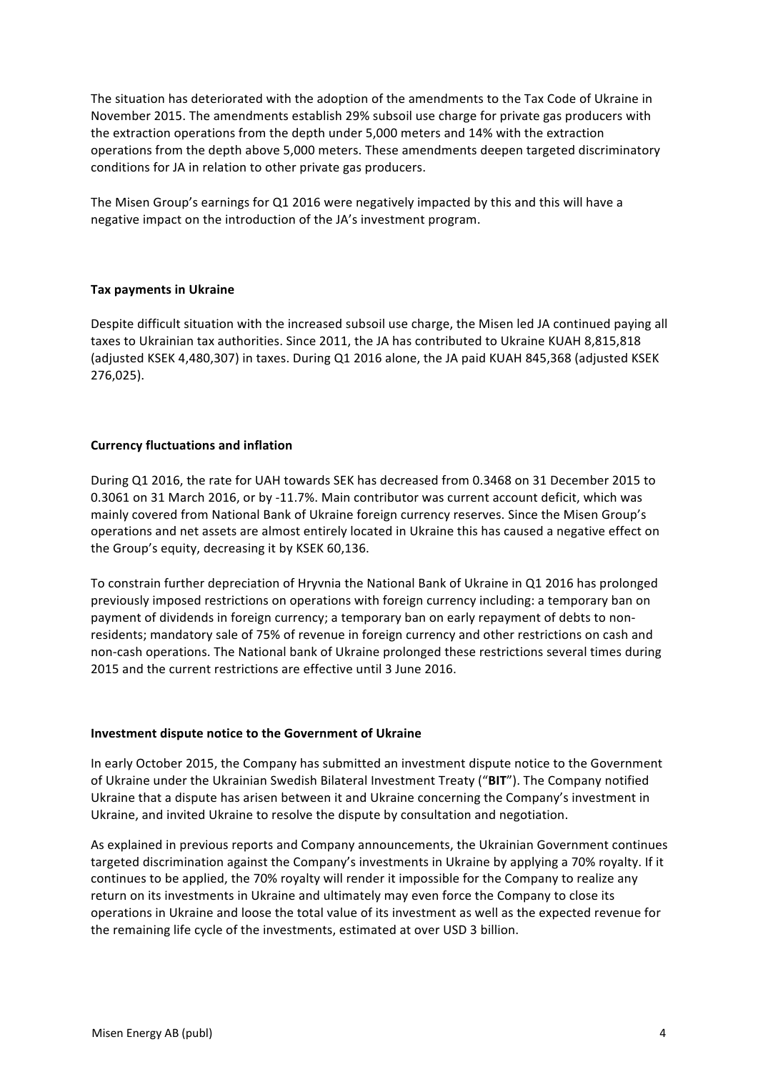The situation has deteriorated with the adoption of the amendments to the Tax Code of Ukraine in November 2015. The amendments establish 29% subsoil use charge for private gas producers with the extraction operations from the depth under 5,000 meters and 14% with the extraction operations from the depth above 5,000 meters. These amendments deepen targeted discriminatory conditions for JA in relation to other private gas producers.

The Misen Group's earnings for Q1 2016 were negatively impacted by this and this will have a negative impact on the introduction of the JA's investment program.

**Tax payments in Ukraine**

Despite difficult situation with the increased subsoil use charge, the Misen led JA continued paying all taxes to Ukrainian tax authorities. Since 2011, the JA has contributed to Ukraine KUAH 8,815,818 (adjusted KSEK 4,480,307) in taxes. During Q1 2016 alone, the JA paid KUAH 845,368 (adjusted KSEK 276,025).

**Currency fluctuations and inflation**

During Q1 2016, the rate for UAH towards SEK has decreased from 0.3468 on 31 December 2015 to 0.3061 on 31 March 2016, or by -11.7%. Main contributor was current account deficit, which was mainly covered from National Bank of Ukraine foreign currency reserves. Since the Misen Group's operations and net assets are almost entirely located in Ukraine this has caused a negative effect on the Group's equity, decreasing it by KSEK 60,136.

To constrain further depreciation of Hryvnia the National Bank of Ukraine in Q1 2016 has prolonged previously imposed restrictions on operations with foreign currency including: a temporary ban on payment of dividends in foreign currency; a temporary ban on early repayment of debts to non-residents; mandatory sale of 75% of revenue in foreign currency and other restrictions on cash and non-cash operations. The National bank of Ukraine prolonged these restrictions several times during 2015 and the current restrictions are effective until 3 June 2016.

**Investment dispute notice to the Government of Ukraine**

In early October 2015, the Company has submitted an investment dispute notice to the Government of Ukraine under the Ukrainian Swedish Bilateral Investment Treaty ("**BIT**"). The Company notified Ukraine that a dispute has arisen between it and Ukraine concerning the Company's investment in Ukraine, and invited Ukraine to resolve the dispute by consultation and negotiation.

As explained in previous reports and Company announcements, the Ukrainian Government continues targeted discrimination against the Company's investments in Ukraine by applying a 70% royalty. If it continues to be applied, the 70% royalty will render it impossible for the Company to realize any return on its investments in Ukraine and ultimately may even force the Company to close its operations in Ukraine and loose the total value of its investment as well as the expected revenue for the remaining life cycle of the investments, estimated at over USD 3 billion.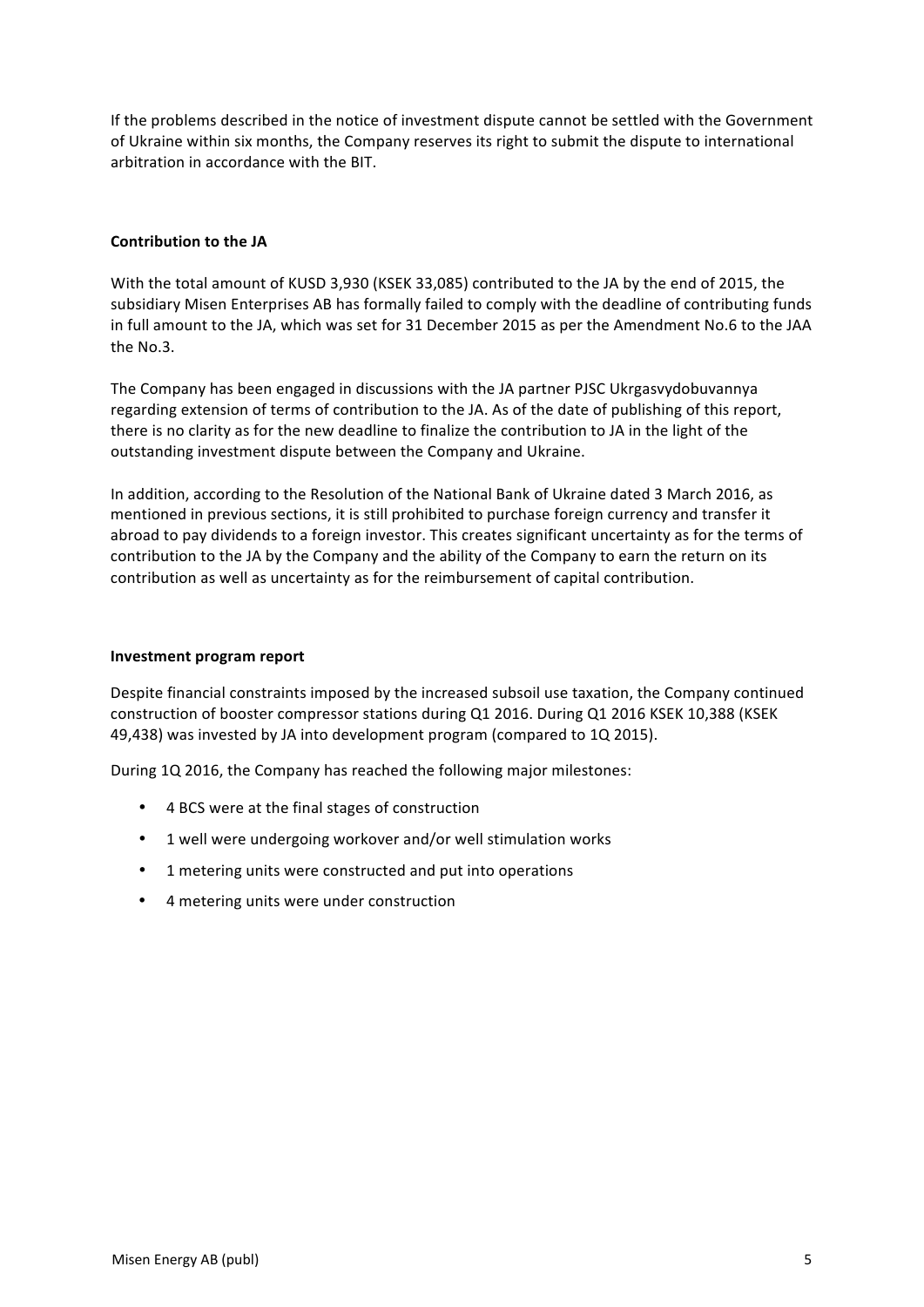If the problems described in the notice of investment dispute cannot be settled with the Government of Ukraine within six months, the Company reserves its right to submit the dispute to international arbitration in accordance with the BIT.

**Contribution to the JA**

With the total amount of KUSD 3,930 (KSEK 33,085) contributed to the JA by the end of 2015, the subsidiary Misen Enterprises AB has formally failed to comply with the deadline of contributing funds in full amount to the JA, which was set for 31 December 2015 as per the Amendment No.6 to the JAA the No.3.

The Company has been engaged in discussions with the JA partner PJSC Ukrgasvydobuvannya regarding extension of terms of contribution to the JA. As of the date of publishing of this report, there is no clarity as for the new deadline to finalize the contribution to JA in the light of the outstanding investment dispute between the Company and Ukraine.

In addition, according to the Resolution of the National Bank of Ukraine dated 3 March 2016, as mentioned in previous sections, it is still prohibited to purchase foreign currency and transfer it abroad to pay dividends to a foreign investor. This creates significant uncertainty as for the terms of contribution to the JA by the Company and the ability of the Company to earn the return on its contribution as well as uncertainty as for the reimbursement of capital contribution.

**Investment program report**

Despite financial constraints imposed by the increased subsoil use taxation, the Company continued construction of booster compressor stations during Q1 2016. During Q1 2016 KSEK 10,388 (KSEK 49,438) was invested by JA into development program (compared to 1Q 2015).

During 1Q 2016, the Company has reached the following major milestones:

- 4 BCS were at the final stages of construction
- 1 well were undergoing workover and/or well stimulation works
- 1 metering units were constructed and put into operations
- 4 metering units were under construction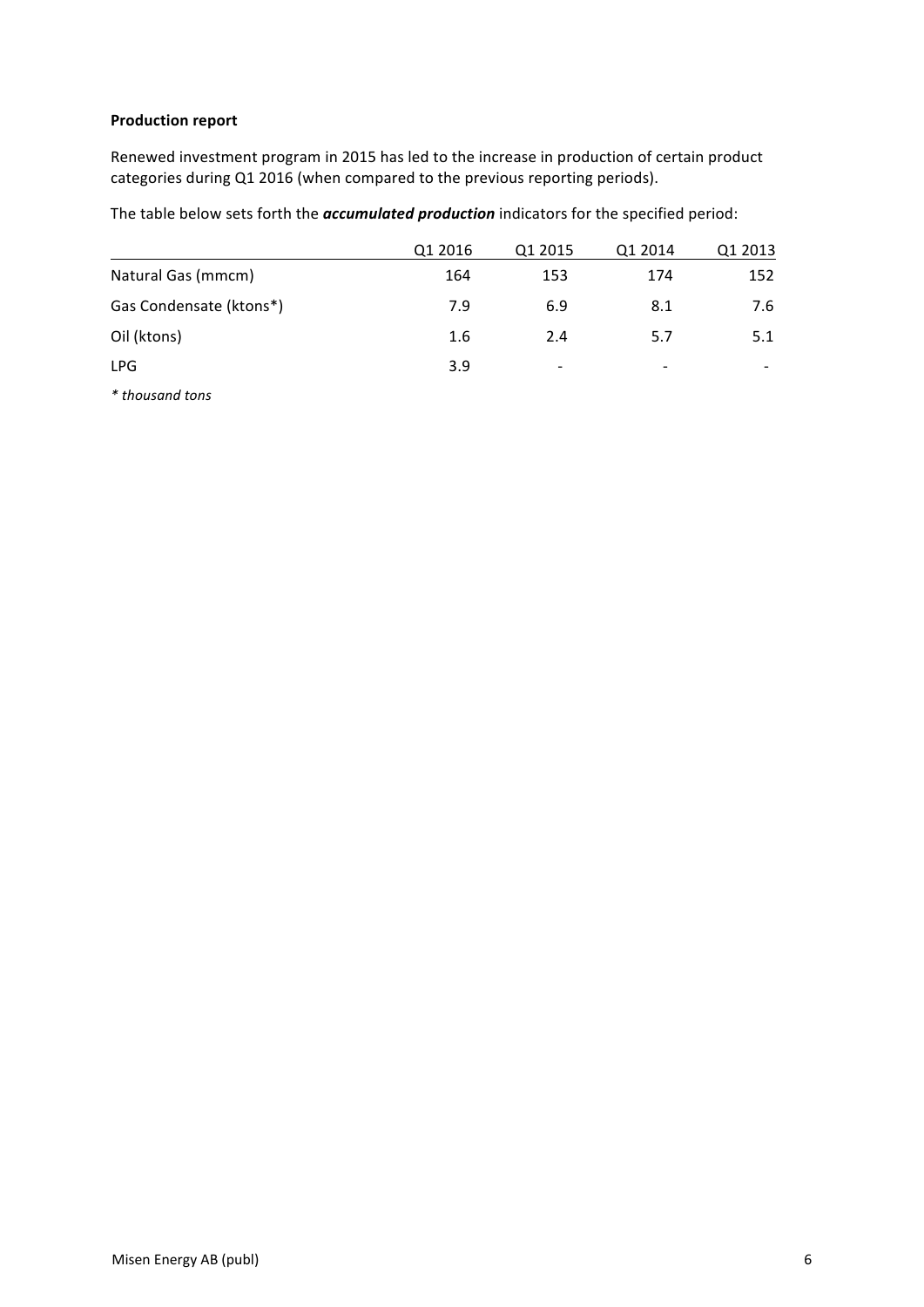**Production report**

Renewed investment program in 2015 has led to the increase in production of certain product categories during Q1 2016 (when compared to the previous reporting periods).

The table below sets forth the ***accumulated production*** indicators for the specified period:

| | Q1 2016 | Q1 2015 | Q1 2014 | Q1 2013 |
|---|---|---|---|---|
| Natural Gas (mmcm) | 164 | 153 | 174 | 152 |
| Gas Condensate (ktons*) | 7.9 | 6.9 | 8.1 | 7.6 |
| Oil (ktons) | 1.6 | 2.4 | 5.7 | 5.1 |
| LPG | 3.9 | - | - | - |

*\* thousand tons*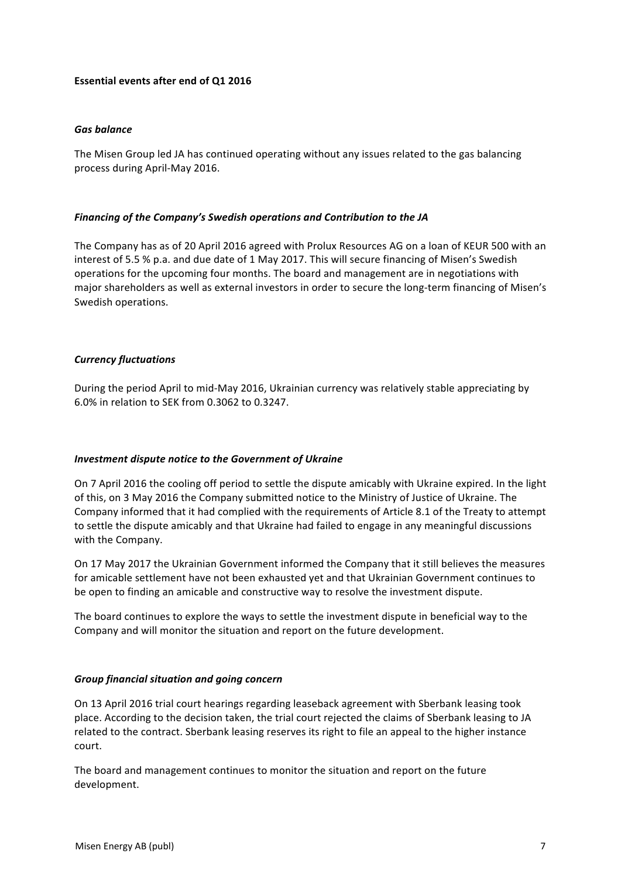**Essential events after end of Q1 2016**

***Gas balance***

The Misen Group led JA has continued operating without any issues related to the gas balancing process during April-May 2016.

***Financing of the Company's Swedish operations and Contribution to the JA***

The Company has as of 20 April 2016 agreed with Prolux Resources AG on a loan of KEUR 500 with an interest of 5.5 % p.a. and due date of 1 May 2017. This will secure financing of Misen's Swedish operations for the upcoming four months. The board and management are in negotiations with major shareholders as well as external investors in order to secure the long-term financing of Misen's Swedish operations.

***Currency fluctuations***

During the period April to mid-May 2016, Ukrainian currency was relatively stable appreciating by 6.0% in relation to SEK from 0.3062 to 0.3247.

***Investment dispute notice to the Government of Ukraine***

On 7 April 2016 the cooling off period to settle the dispute amicably with Ukraine expired. In the light of this, on 3 May 2016 the Company submitted notice to the Ministry of Justice of Ukraine. The Company informed that it had complied with the requirements of Article 8.1 of the Treaty to attempt to settle the dispute amicably and that Ukraine had failed to engage in any meaningful discussions with the Company.

On 17 May 2017 the Ukrainian Government informed the Company that it still believes the measures for amicable settlement have not been exhausted yet and that Ukrainian Government continues to be open to finding an amicable and constructive way to resolve the investment dispute.

The board continues to explore the ways to settle the investment dispute in beneficial way to the Company and will monitor the situation and report on the future development.

***Group financial situation and going concern***

On 13 April 2016 trial court hearings regarding leaseback agreement with Sberbank leasing took place. According to the decision taken, the trial court rejected the claims of Sberbank leasing to JA related to the contract. Sberbank leasing reserves its right to file an appeal to the higher instance court.

The board and management continues to monitor the situation and report on the future development.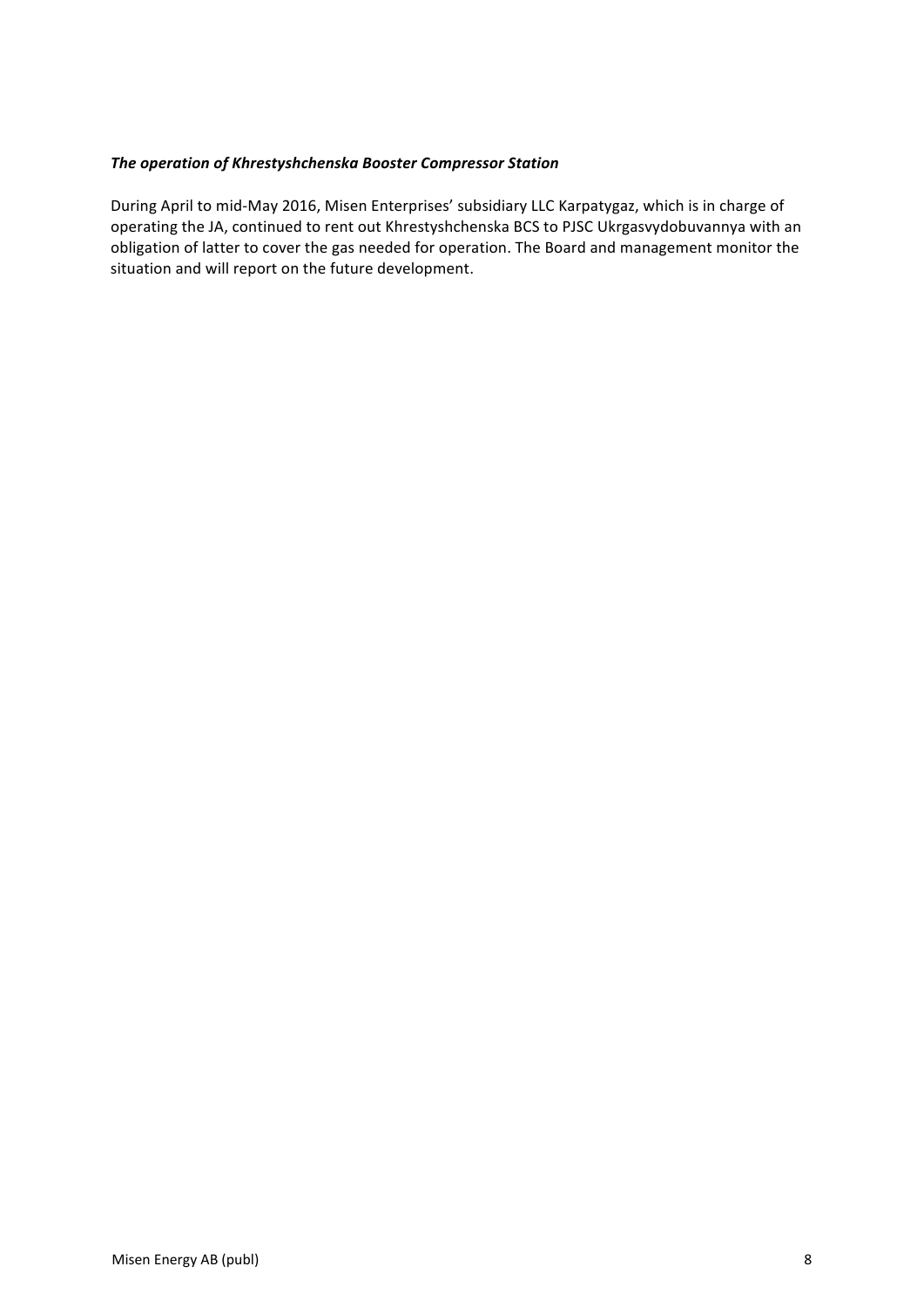***The operation of Khrestyshchenska Booster Compressor Station***

During April to mid-May 2016, Misen Enterprises' subsidiary LLC Karpatygaz, which is in charge of operating the JA, continued to rent out Khrestyshchenska BCS to PJSC Ukrgasvydobuvannya with an obligation of latter to cover the gas needed for operation. The Board and management monitor the situation and will report on the future development.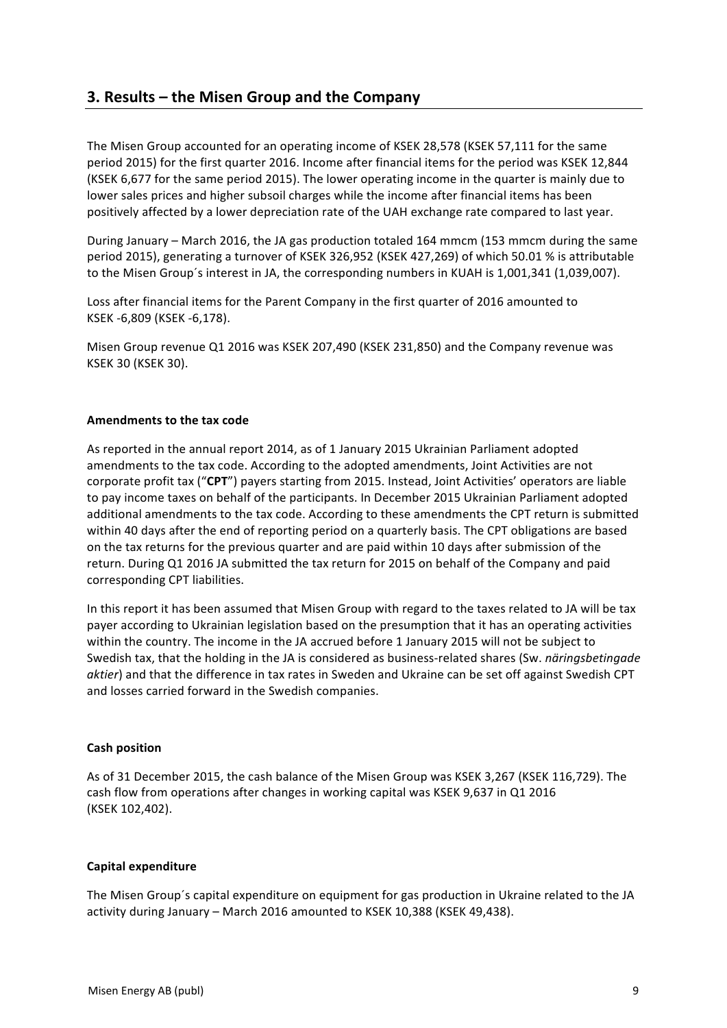## 3. Results – the Misen Group and the Company

The Misen Group accounted for an operating income of KSEK 28,578 (KSEK 57,111 for the same period 2015) for the first quarter 2016. Income after financial items for the period was KSEK 12,844 (KSEK 6,677 for the same period 2015). The lower operating income in the quarter is mainly due to lower sales prices and higher subsoil charges while the income after financial items has been positively affected by a lower depreciation rate of the UAH exchange rate compared to last year.

During January – March 2016, the JA gas production totaled 164 mmcm (153 mmcm during the same period 2015), generating a turnover of KSEK 326,952 (KSEK 427,269) of which 50.01 % is attributable to the Misen Group´s interest in JA, the corresponding numbers in KUAH is 1,001,341 (1,039,007).

Loss after financial items for the Parent Company in the first quarter of 2016 amounted to KSEK -6,809 (KSEK -6,178).

Misen Group revenue Q1 2016 was KSEK 207,490 (KSEK 231,850) and the Company revenue was KSEK 30 (KSEK 30).

**Amendments to the tax code**

As reported in the annual report 2014, as of 1 January 2015 Ukrainian Parliament adopted amendments to the tax code. According to the adopted amendments, Joint Activities are not corporate profit tax ("**CPT**") payers starting from 2015. Instead, Joint Activities' operators are liable to pay income taxes on behalf of the participants. In December 2015 Ukrainian Parliament adopted additional amendments to the tax code. According to these amendments the CPT return is submitted within 40 days after the end of reporting period on a quarterly basis. The CPT obligations are based on the tax returns for the previous quarter and are paid within 10 days after submission of the return. During Q1 2016 JA submitted the tax return for 2015 on behalf of the Company and paid corresponding CPT liabilities.

In this report it has been assumed that Misen Group with regard to the taxes related to JA will be tax payer according to Ukrainian legislation based on the presumption that it has an operating activities within the country. The income in the JA accrued before 1 January 2015 will not be subject to Swedish tax, that the holding in the JA is considered as business-related shares (Sw. *näringsbetingade aktier*) and that the difference in tax rates in Sweden and Ukraine can be set off against Swedish CPT and losses carried forward in the Swedish companies.

**Cash position**

As of 31 December 2015, the cash balance of the Misen Group was KSEK 3,267 (KSEK 116,729). The cash flow from operations after changes in working capital was KSEK 9,637 in Q1 2016 (KSEK 102,402).

**Capital expenditure**

The Misen Group´s capital expenditure on equipment for gas production in Ukraine related to the JA activity during January – March 2016 amounted to KSEK 10,388 (KSEK 49,438).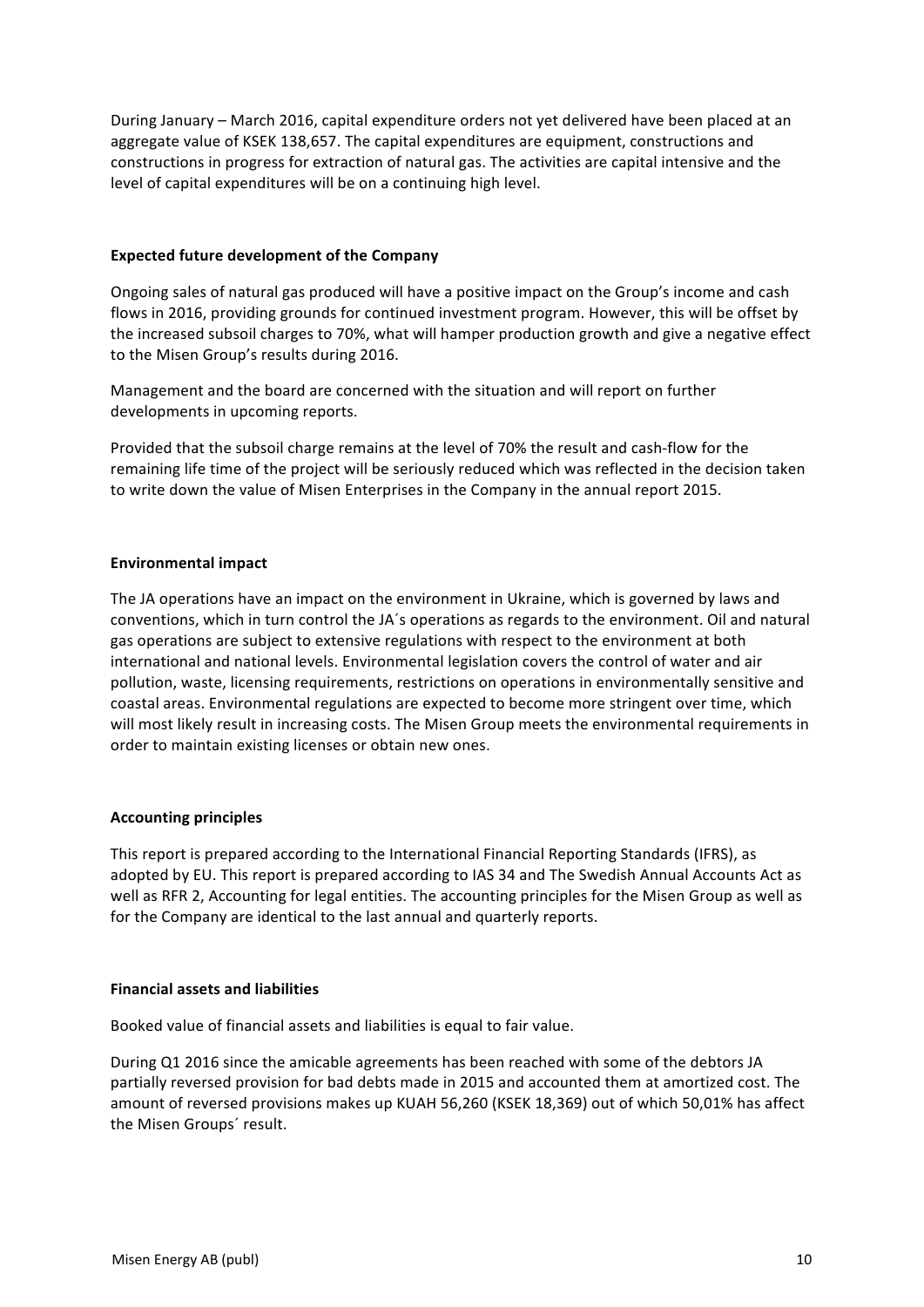During January – March 2016, capital expenditure orders not yet delivered have been placed at an aggregate value of KSEK 138,657. The capital expenditures are equipment, constructions and constructions in progress for extraction of natural gas. The activities are capital intensive and the level of capital expenditures will be on a continuing high level.

**Expected future development of the Company**

Ongoing sales of natural gas produced will have a positive impact on the Group's income and cash flows in 2016, providing grounds for continued investment program. However, this will be offset by the increased subsoil charges to 70%, what will hamper production growth and give a negative effect to the Misen Group's results during 2016.

Management and the board are concerned with the situation and will report on further developments in upcoming reports.

Provided that the subsoil charge remains at the level of 70% the result and cash-flow for the remaining life time of the project will be seriously reduced which was reflected in the decision taken to write down the value of Misen Enterprises in the Company in the annual report 2015.

**Environmental impact**

The JA operations have an impact on the environment in Ukraine, which is governed by laws and conventions, which in turn control the JA´s operations as regards to the environment. Oil and natural gas operations are subject to extensive regulations with respect to the environment at both international and national levels. Environmental legislation covers the control of water and air pollution, waste, licensing requirements, restrictions on operations in environmentally sensitive and coastal areas. Environmental regulations are expected to become more stringent over time, which will most likely result in increasing costs. The Misen Group meets the environmental requirements in order to maintain existing licenses or obtain new ones.

**Accounting principles**

This report is prepared according to the International Financial Reporting Standards (IFRS), as adopted by EU. This report is prepared according to IAS 34 and The Swedish Annual Accounts Act as well as RFR 2, Accounting for legal entities. The accounting principles for the Misen Group as well as for the Company are identical to the last annual and quarterly reports.

**Financial assets and liabilities**

Booked value of financial assets and liabilities is equal to fair value.

During Q1 2016 since the amicable agreements has been reached with some of the debtors JA partially reversed provision for bad debts made in 2015 and accounted them at amortized cost. The amount of reversed provisions makes up KUAH 56,260 (KSEK 18,369) out of which 50,01% has affect the Misen Groups´ result.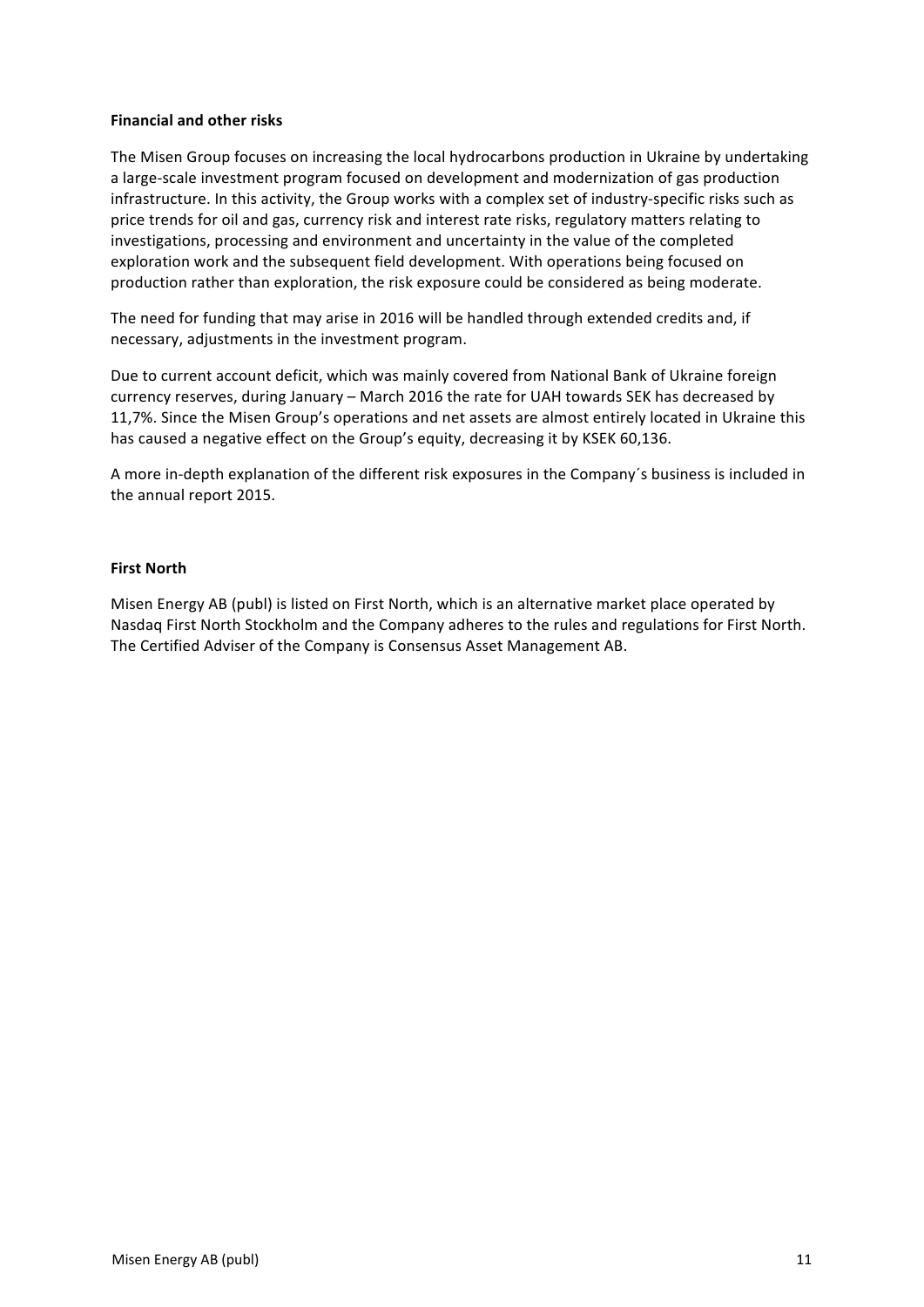**Financial and other risks**

The Misen Group focuses on increasing the local hydrocarbons production in Ukraine by undertaking a large-scale investment program focused on development and modernization of gas production infrastructure. In this activity, the Group works with a complex set of industry-specific risks such as price trends for oil and gas, currency risk and interest rate risks, regulatory matters relating to investigations, processing and environment and uncertainty in the value of the completed exploration work and the subsequent field development. With operations being focused on production rather than exploration, the risk exposure could be considered as being moderate.

The need for funding that may arise in 2016 will be handled through extended credits and, if necessary, adjustments in the investment program.

Due to current account deficit, which was mainly covered from National Bank of Ukraine foreign currency reserves, during January – March 2016 the rate for UAH towards SEK has decreased by 11,7%. Since the Misen Group's operations and net assets are almost entirely located in Ukraine this has caused a negative effect on the Group's equity, decreasing it by KSEK 60,136.

A more in-depth explanation of the different risk exposures in the Company´s business is included in the annual report 2015.

**First North**

Misen Energy AB (publ) is listed on First North, which is an alternative market place operated by Nasdaq First North Stockholm and the Company adheres to the rules and regulations for First North. The Certified Adviser of the Company is Consensus Asset Management AB.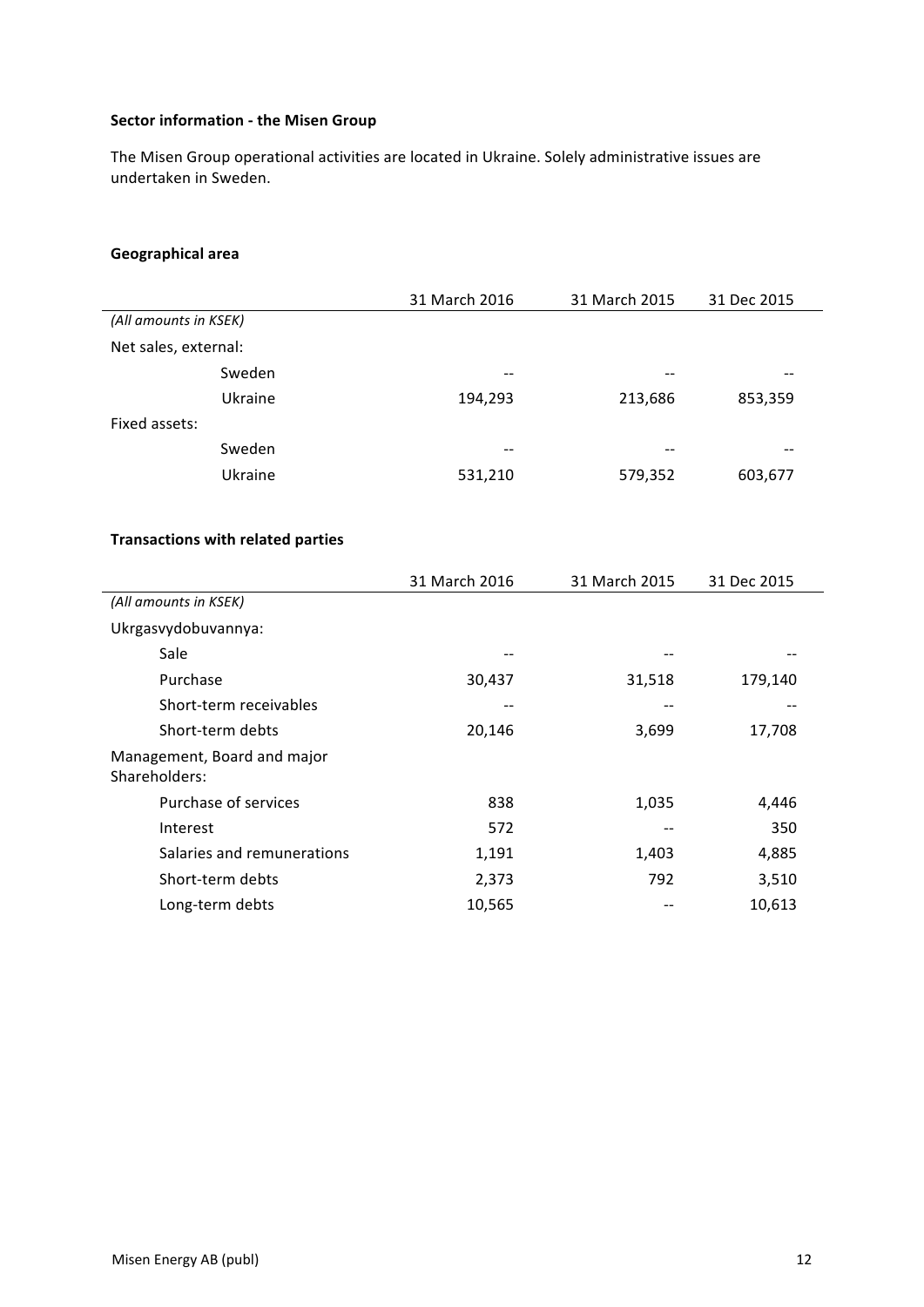**Sector information - the Misen Group**

The Misen Group operational activities are located in Ukraine. Solely administrative issues are undertaken in Sweden.

**Geographical area**

| | 31 March 2016 | 31 March 2015 | 31 Dec 2015 |
|---|---|---|---|
| *(All amounts in KSEK)* | | | |
| Net sales, external: | | | |
| Sweden | -- | -- | -- |
| Ukraine | 194,293 | 213,686 | 853,359 |
| Fixed assets: | | | |
| Sweden | -- | -- | -- |
| Ukraine | 531,210 | 579,352 | 603,677 |

**Transactions with related parties**

| | 31 March 2016 | 31 March 2015 | 31 Dec 2015 |
|---|---|---|---|
| *(All amounts in KSEK)* | | | |
| Ukrgasvydobuvannya: | | | |
| Sale | -- | -- | -- |
| Purchase | 30,437 | 31,518 | 179,140 |
| Short-term receivables | -- | -- | -- |
| Short-term debts | 20,146 | 3,699 | 17,708 |
| Management, Board and major Shareholders: | | | |
| Purchase of services | 838 | 1,035 | 4,446 |
| Interest | 572 | -- | 350 |
| Salaries and remunerations | 1,191 | 1,403 | 4,885 |
| Short-term debts | 2,373 | 792 | 3,510 |
| Long-term debts | 10,565 | -- | 10,613 |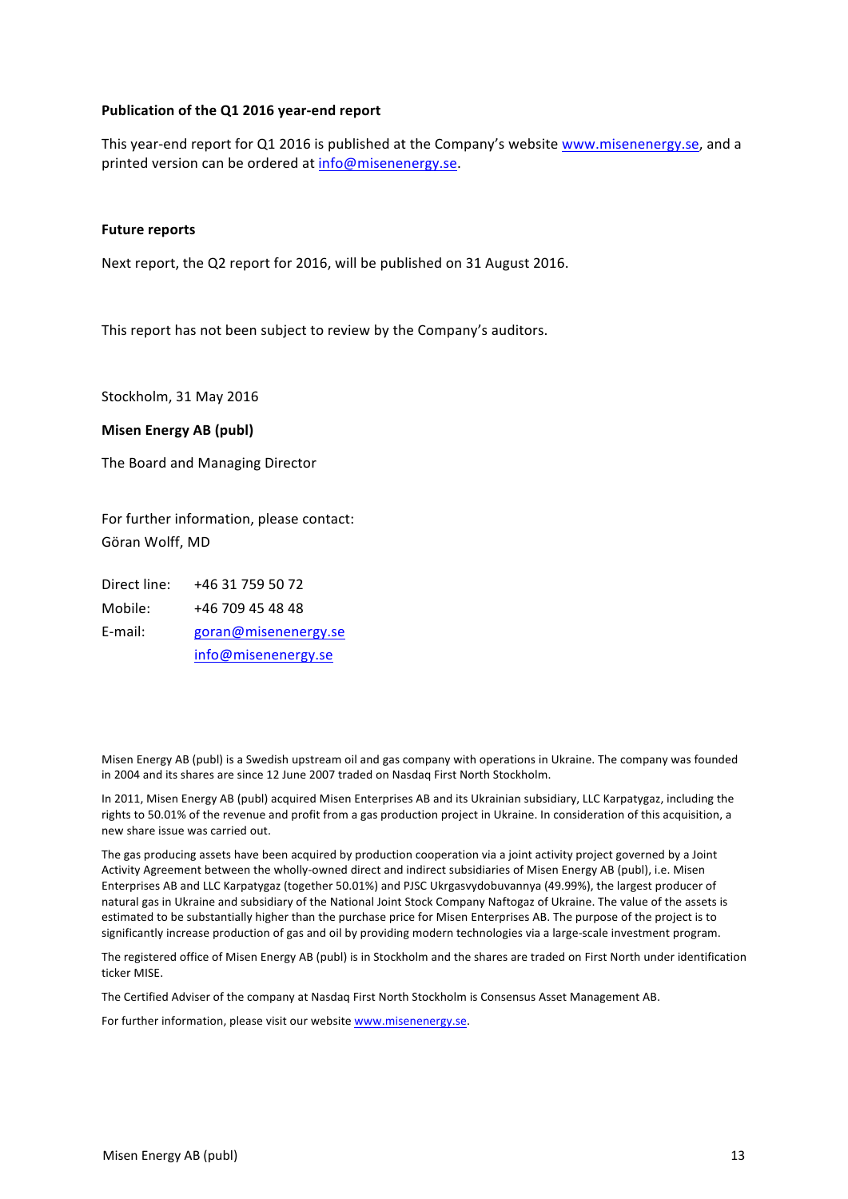**Publication of the Q1 2016 year-end report**

This year-end report for Q1 2016 is published at the Company's website www.misenenergy.se, and a printed version can be ordered at info@misenenergy.se.

**Future reports**

Next report, the Q2 report for 2016, will be published on 31 August 2016.

This report has not been subject to review by the Company's auditors.

Stockholm, 31 May 2016

**Misen Energy AB (publ)**

The Board and Managing Director

For further information, please contact:
Göran Wolff, MD

Direct line: +46 31 759 50 72
Mobile: +46 709 45 48 48
E-mail: goran@misenenergy.se
info@misenenergy.se

Misen Energy AB (publ) is a Swedish upstream oil and gas company with operations in Ukraine. The company was founded in 2004 and its shares are since 12 June 2007 traded on Nasdaq First North Stockholm.

In 2011, Misen Energy AB (publ) acquired Misen Enterprises AB and its Ukrainian subsidiary, LLC Karpatygaz, including the rights to 50.01% of the revenue and profit from a gas production project in Ukraine. In consideration of this acquisition, a new share issue was carried out.

The gas producing assets have been acquired by production cooperation via a joint activity project governed by a Joint Activity Agreement between the wholly-owned direct and indirect subsidiaries of Misen Energy AB (publ), i.e. Misen Enterprises AB and LLC Karpatygaz (together 50.01%) and PJSC Ukrgasvydobuvannya (49.99%), the largest producer of natural gas in Ukraine and subsidiary of the National Joint Stock Company Naftogaz of Ukraine. The value of the assets is estimated to be substantially higher than the purchase price for Misen Enterprises AB. The purpose of the project is to significantly increase production of gas and oil by providing modern technologies via a large-scale investment program.

The registered office of Misen Energy AB (publ) is in Stockholm and the shares are traded on First North under identification ticker MISE.

The Certified Adviser of the company at Nasdaq First North Stockholm is Consensus Asset Management AB.

For further information, please visit our website www.misenenergy.se.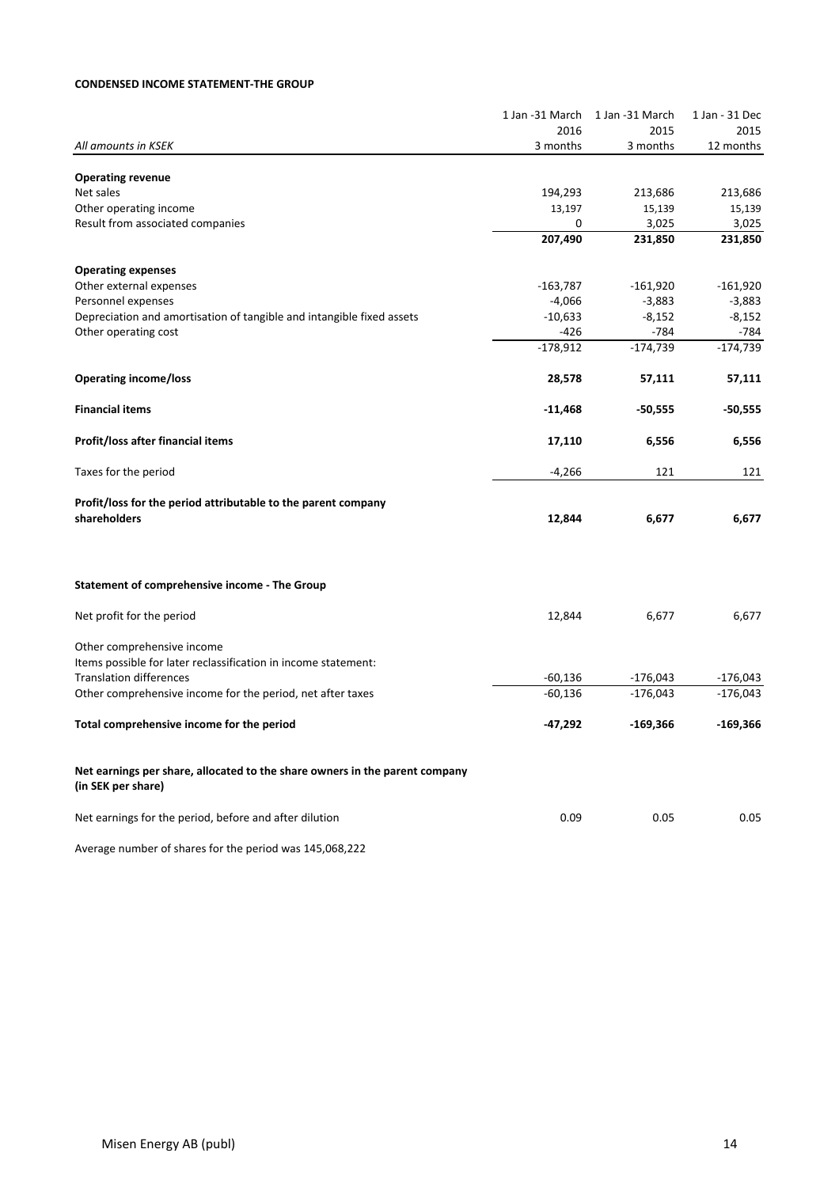**CONDENSED INCOME STATEMENT-THE GROUP**

| *All amounts in KSEK* | 1 Jan -31 March 2016 3 months | 1 Jan -31 March 2015 3 months | 1 Jan - 31 Dec 2015 12 months |
|---|---|---|---|
| **Operating revenue** | | | |
| Net sales | 194,293 | 213,686 | 213,686 |
| Other operating income | 13,197 | 15,139 | 15,139 |
| Result from associated companies | 0 | 3,025 | 3,025 |
| | **207,490** | **231,850** | **231,850** |
| **Operating expenses** | | | |
| Other external expenses | -163,787 | -161,920 | -161,920 |
| Personnel expenses | -4,066 | -3,883 | -3,883 |
| Depreciation and amortisation of tangible and intangible fixed assets | -10,633 | -8,152 | -8,152 |
| Other operating cost | -426 | -784 | -784 |
| | -178,912 | -174,739 | -174,739 |
| **Operating income/loss** | **28,578** | **57,111** | **57,111** |
| **Financial items** | **-11,468** | **-50,555** | **-50,555** |
| **Profit/loss after financial items** | **17,110** | **6,556** | **6,556** |
| Taxes for the period | -4,266 | 121 | 121 |
| **Profit/loss for the period attributable to the parent company shareholders** | **12,844** | **6,677** | **6,677** |

**Statement of comprehensive income - The Group**

| | 1 Jan -31 March 2016 3 months | 1 Jan -31 March 2015 3 months | 1 Jan - 31 Dec 2015 12 months |
|---|---|---|---|
| Net profit for the period | 12,844 | 6,677 | 6,677 |
| Other comprehensive income | | | |
| Items possible for later reclassification in income statement: | | | |
| Translation differences | -60,136 | -176,043 | -176,043 |
| Other comprehensive income for the period, net after taxes | -60,136 | -176,043 | -176,043 |
| **Total comprehensive income for the period** | **-47,292** | **-169,366** | **-169,366** |

**Net earnings per share, allocated to the share owners in the parent company (in SEK per share)**

| | | | |
|---|---|---|---|
| Net earnings for the period, before and after dilution | 0.09 | 0.05 | 0.05 |

Average number of shares for the period was 145,068,222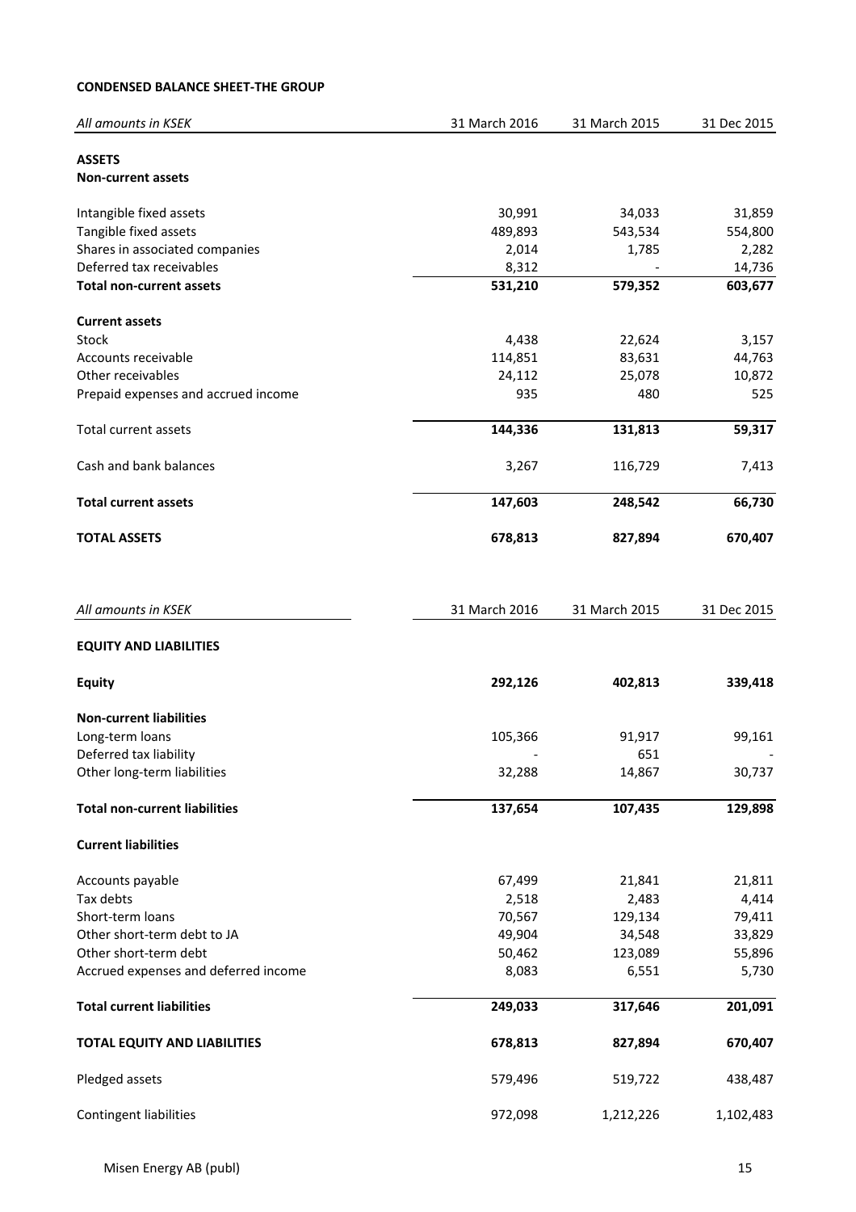**CONDENSED BALANCE SHEET-THE GROUP**

| *All amounts in KSEK* | 31 March 2016 | 31 March 2015 | 31 Dec 2015 |
|---|---|---|---|
| **ASSETS** | | | |
| **Non-current assets** | | | |
| Intangible fixed assets | 30,991 | 34,033 | 31,859 |
| Tangible fixed assets | 489,893 | 543,534 | 554,800 |
| Shares in associated companies | 2,014 | 1,785 | 2,282 |
| Deferred tax receivables | 8,312 | - | 14,736 |
| **Total non-current assets** | **531,210** | **579,352** | **603,677** |
| **Current assets** | | | |
| Stock | 4,438 | 22,624 | 3,157 |
| Accounts receivable | 114,851 | 83,631 | 44,763 |
| Other receivables | 24,112 | 25,078 | 10,872 |
| Prepaid expenses and accrued income | 935 | 480 | 525 |
| Total current assets | **144,336** | **131,813** | **59,317** |
| Cash and bank balances | 3,267 | 116,729 | 7,413 |
| **Total current assets** | **147,603** | **248,542** | **66,730** |
| **TOTAL ASSETS** | **678,813** | **827,894** | **670,407** |

| *All amounts in KSEK* | 31 March 2016 | 31 March 2015 | 31 Dec 2015 |
|---|---|---|---|
| **EQUITY AND LIABILITIES** | | | |
| **Equity** | **292,126** | **402,813** | **339,418** |
| **Non-current liabilities** | | | |
| Long-term loans | 105,366 | 91,917 | 99,161 |
| Deferred tax liability | - | 651 | - |
| Other long-term liabilities | 32,288 | 14,867 | 30,737 |
| **Total non-current liabilities** | **137,654** | **107,435** | **129,898** |
| **Current liabilities** | | | |
| Accounts payable | 67,499 | 21,841 | 21,811 |
| Tax debts | 2,518 | 2,483 | 4,414 |
| Short-term loans | 70,567 | 129,134 | 79,411 |
| Other short-term debt to JA | 49,904 | 34,548 | 33,829 |
| Other short-term debt | 50,462 | 123,089 | 55,896 |
| Accrued expenses and deferred income | 8,083 | 6,551 | 5,730 |
| **Total current liabilities** | **249,033** | **317,646** | **201,091** |
| **TOTAL EQUITY AND LIABILITIES** | **678,813** | **827,894** | **670,407** |
| Pledged assets | 579,496 | 519,722 | 438,487 |
| Contingent liabilities | 972,098 | 1,212,226 | 1,102,483 |

Misen Energy AB (publ)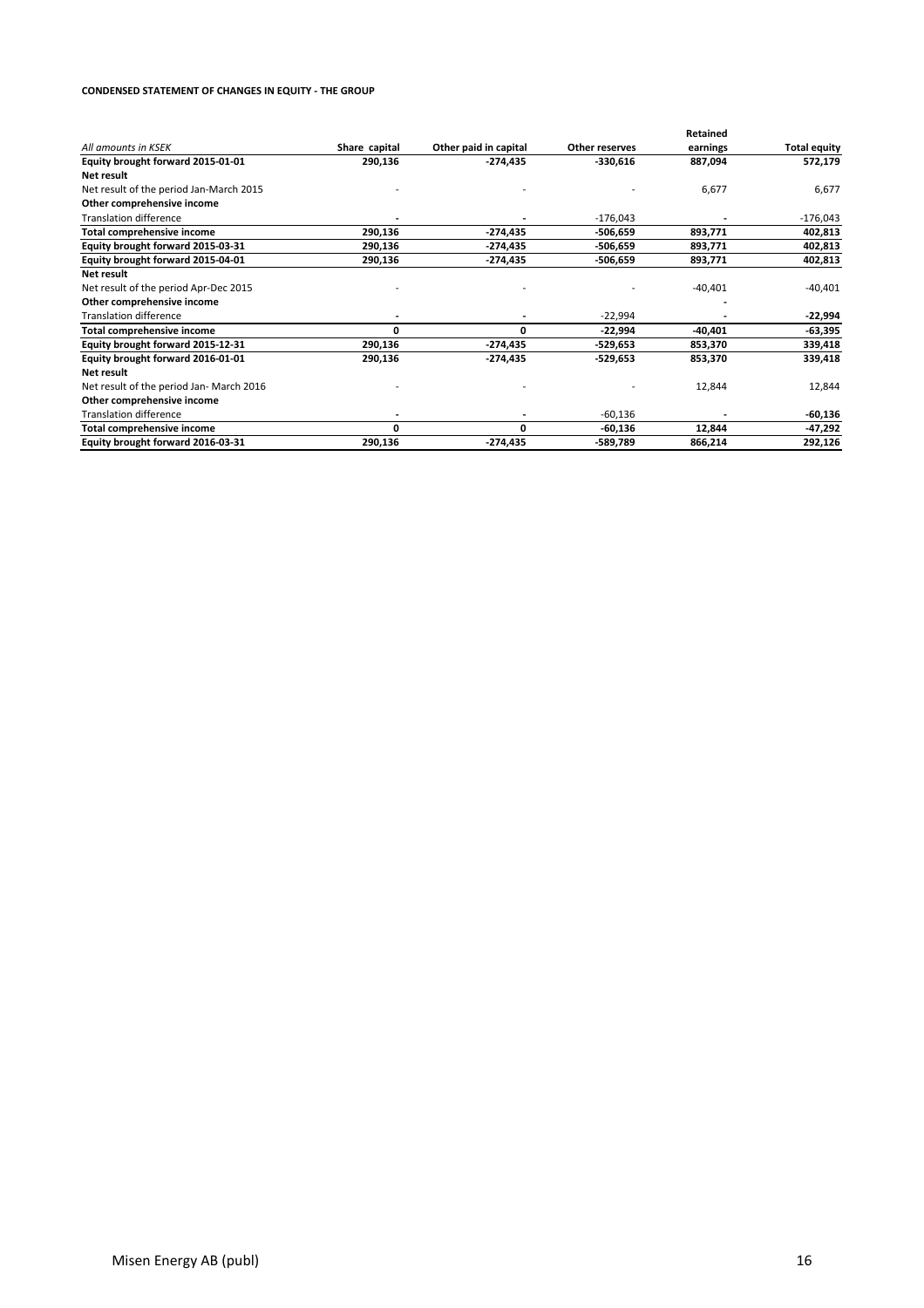**CONDENSED STATEMENT OF CHANGES IN EQUITY - THE GROUP**

| *All amounts in KSEK* | Share capital | Other paid in capital | Other reserves | Retained earnings | Total equity |
|---|---|---|---|---|---|
| **Equity brought forward 2015-01-01** | **290,136** | **-274,435** | **-330,616** | **887,094** | **572,179** |
| **Net result** | | | | | |
| Net result of the period Jan-March 2015 | - | - | - | 6,677 | 6,677 |
| **Other comprehensive income** | | | | | |
| Translation difference | - | - | -176,043 | - | -176,043 |
| **Total comprehensive income** | **290,136** | **-274,435** | **-506,659** | **893,771** | **402,813** |
| **Equity brought forward 2015-03-31** | **290,136** | **-274,435** | **-506,659** | **893,771** | **402,813** |
| **Equity brought forward 2015-04-01** | **290,136** | **-274,435** | **-506,659** | **893,771** | **402,813** |
| **Net result** | | | | | |
| Net result of the period Apr-Dec 2015 | - | - | - | -40,401 | -40,401 |
| **Other comprehensive income** | | | | - | |
| Translation difference | - | - | -22,994 | - | **-22,994** |
| **Total comprehensive income** | **0** | **0** | **-22,994** | **-40,401** | **-63,395** |
| **Equity brought forward 2015-12-31** | **290,136** | **-274,435** | **-529,653** | **853,370** | **339,418** |
| **Equity brought forward 2016-01-01** | **290,136** | **-274,435** | **-529,653** | **853,370** | **339,418** |
| **Net result** | | | | | |
| Net result of the period Jan- March 2016 | - | - | - | 12,844 | 12,844 |
| **Other comprehensive income** | | | | | |
| Translation difference | - | - | -60,136 | - | **-60,136** |
| **Total comprehensive income** | **0** | **0** | **-60,136** | **12,844** | **-47,292** |
| **Equity brought forward 2016-03-31** | **290,136** | **-274,435** | **-589,789** | **866,214** | **292,126** |

Misen Energy AB (publ)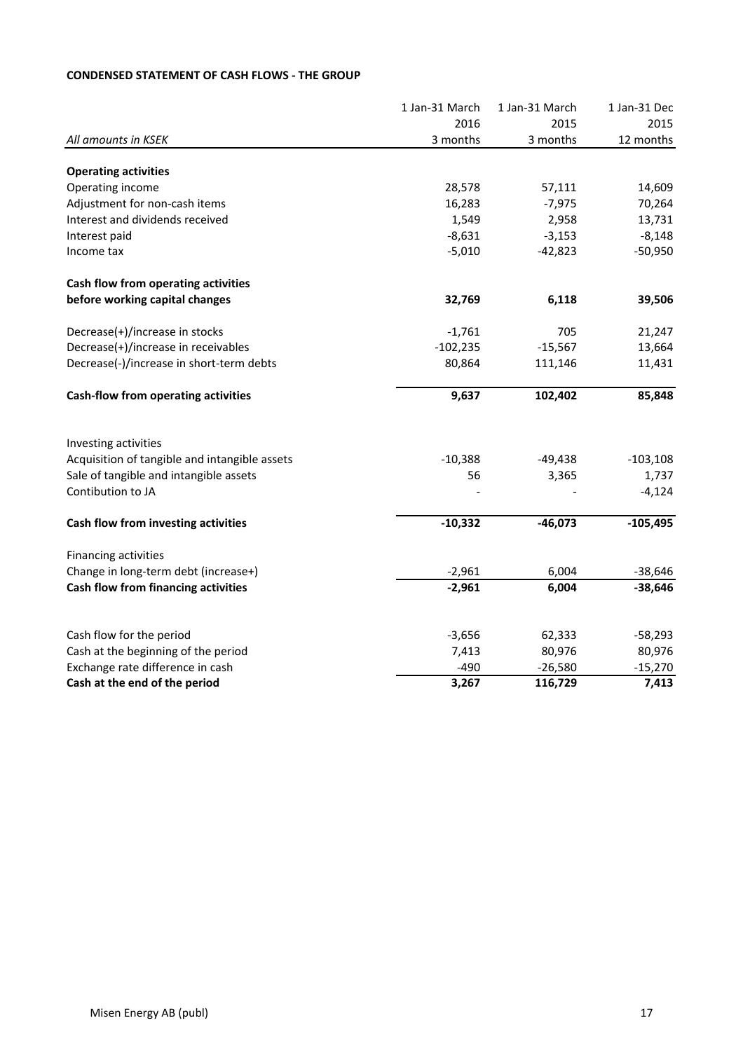**CONDENSED STATEMENT OF CASH FLOWS - THE GROUP**

| *All amounts in KSEK* | 1 Jan-31 March 2016 3 months | 1 Jan-31 March 2015 3 months | 1 Jan-31 Dec 2015 12 months |
|---|---|---|---|
| **Operating activities** | | | |
| Operating income | 28,578 | 57,111 | 14,609 |
| Adjustment for non-cash items | 16,283 | -7,975 | 70,264 |
| Interest and dividends received | 1,549 | 2,958 | 13,731 |
| Interest paid | -8,631 | -3,153 | -8,148 |
| Income tax | -5,010 | -42,823 | -50,950 |
| **Cash flow from operating activities before working capital changes** | **32,769** | **6,118** | **39,506** |
| Decrease(+)/increase in stocks | -1,761 | 705 | 21,247 |
| Decrease(+)/increase in receivables | -102,235 | -15,567 | 13,664 |
| Decrease(-)/increase in short-term debts | 80,864 | 111,146 | 11,431 |
| **Cash-flow from operating activities** | **9,637** | **102,402** | **85,848** |
| Investing activities | | | |
| Acquisition of tangible and intangible assets | -10,388 | -49,438 | -103,108 |
| Sale of tangible and intangible assets | 56 | 3,365 | 1,737 |
| Contibution to JA | - | - | -4,124 |
| **Cash flow from investing activities** | **-10,332** | **-46,073** | **-105,495** |
| Financing activities | | | |
| Change in long-term debt (increase+) | -2,961 | 6,004 | -38,646 |
| **Cash flow from financing activities** | **-2,961** | **6,004** | **-38,646** |
| Cash flow for the period | -3,656 | 62,333 | -58,293 |
| Cash at the beginning of the period | 7,413 | 80,976 | 80,976 |
| Exchange rate difference in cash | -490 | -26,580 | -15,270 |
| **Cash at the end of the period** | **3,267** | **116,729** | **7,413** |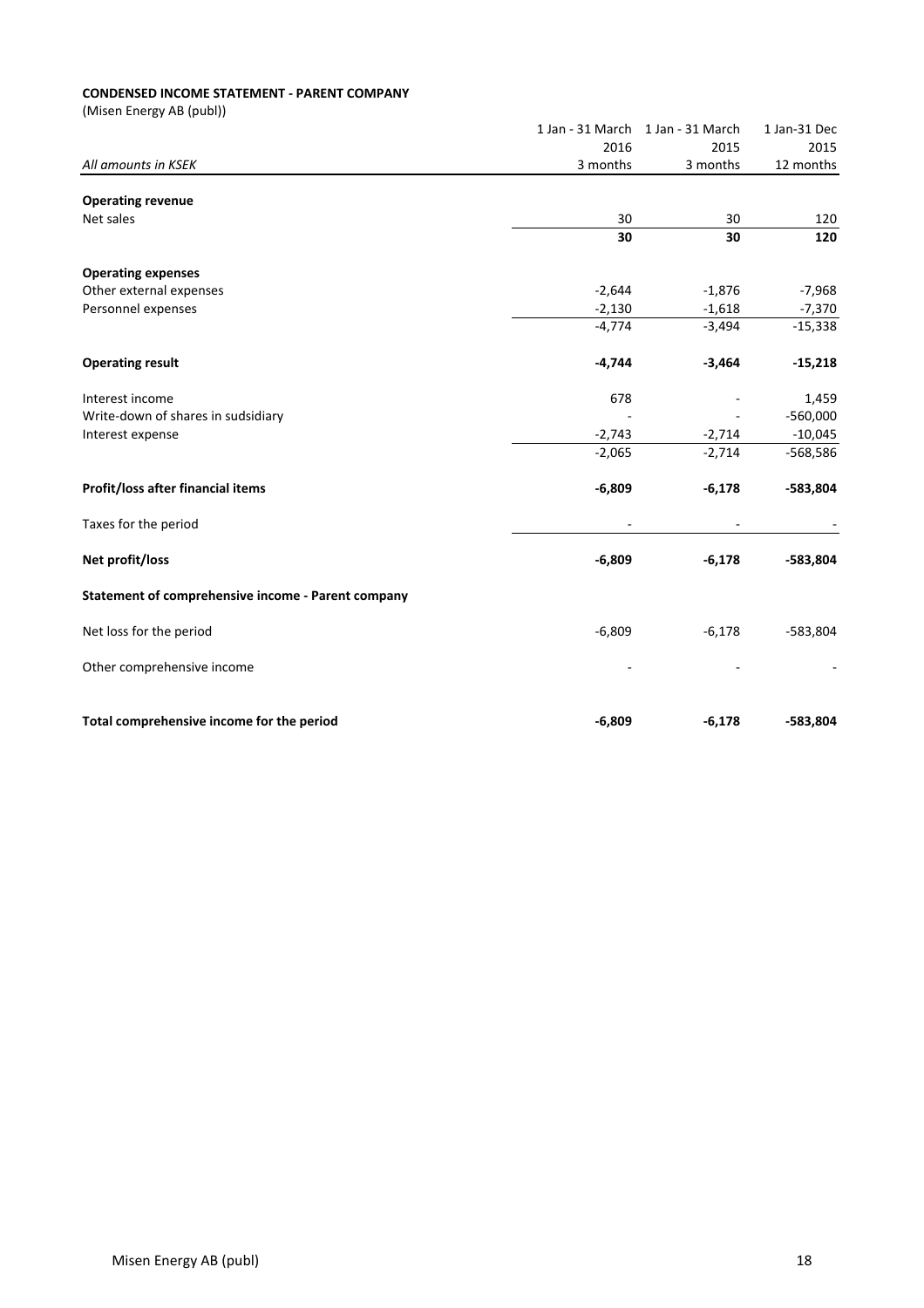**CONDENSED INCOME STATEMENT - PARENT COMPANY**

(Misen Energy AB (publ))

| *All amounts in KSEK* | 1 Jan - 31 March 2016 3 months | 1 Jan - 31 March 2015 3 months | 1 Jan-31 Dec 2015 12 months |
|---|---|---|---|
| **Operating revenue** | | | |
| Net sales | 30 | 30 | 120 |
| | **30** | **30** | **120** |
| **Operating expenses** | | | |
| Other external expenses | -2,644 | -1,876 | -7,968 |
| Personnel expenses | -2,130 | -1,618 | -7,370 |
| | -4,774 | -3,494 | -15,338 |
| **Operating result** | **-4,744** | **-3,464** | **-15,218** |
| Interest income | 678 | - | 1,459 |
| Write-down of shares in sudsidiary | - | - | -560,000 |
| Interest expense | -2,743 | -2,714 | -10,045 |
| | -2,065 | -2,714 | -568,586 |
| **Profit/loss after financial items** | **-6,809** | **-6,178** | **-583,804** |
| Taxes for the period | - | - | - |
| **Net profit/loss** | **-6,809** | **-6,178** | **-583,804** |
| **Statement of comprehensive income - Parent company** | | | |
| Net loss for the period | -6,809 | -6,178 | -583,804 |
| Other comprehensive income | - | - | - |
| **Total comprehensive income for the period** | **-6,809** | **-6,178** | **-583,804** |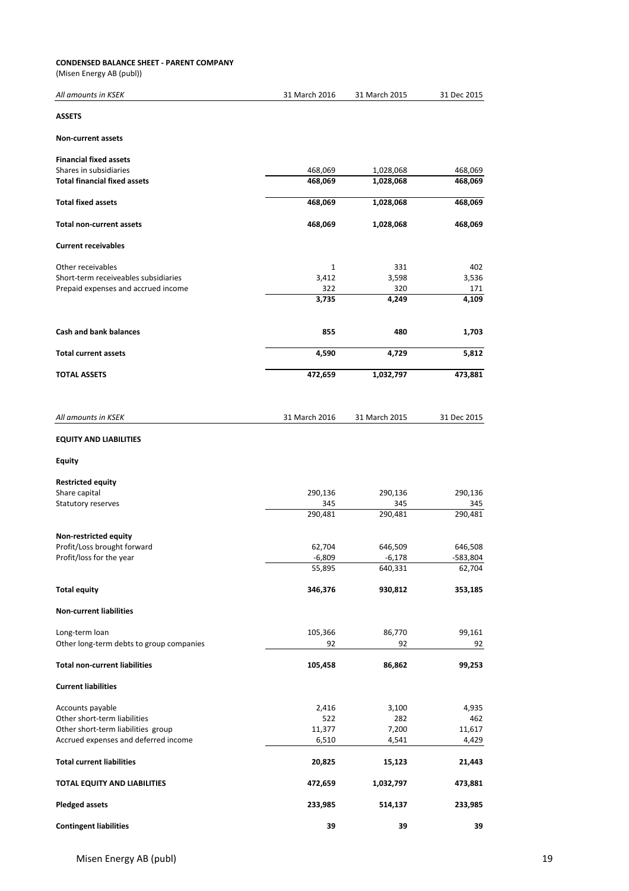**CONDENSED BALANCE SHEET - PARENT COMPANY**
(Misen Energy AB (publ))

| *All amounts in KSEK* | 31 March 2016 | 31 March 2015 | 31 Dec 2015 |
|---|---|---|---|
| **ASSETS** | | | |
| **Non-current assets** | | | |
| **Financial fixed assets** | | | |
| Shares in subsidiaries | 468,069 | 1,028,068 | 468,069 |
| **Total financial fixed assets** | **468,069** | **1,028,068** | **468,069** |
| **Total fixed assets** | **468,069** | **1,028,068** | **468,069** |
| **Total non-current assets** | **468,069** | **1,028,068** | **468,069** |
| **Current receivables** | | | |
| Other receivables | 1 | 331 | 402 |
| Short-term receiveables subsidiaries | 3,412 | 3,598 | 3,536 |
| Prepaid expenses and accrued income | 322 | 320 | 171 |
| | **3,735** | **4,249** | **4,109** |
| **Cash and bank balances** | **855** | **480** | **1,703** |
| **Total current assets** | **4,590** | **4,729** | **5,812** |
| **TOTAL ASSETS** | **472,659** | **1,032,797** | **473,881** |

| *All amounts in KSEK* | 31 March 2016 | 31 March 2015 | 31 Dec 2015 |
|---|---|---|---|
| **EQUITY AND LIABILITIES** | | | |
| **Equity** | | | |
| **Restricted equity** | | | |
| Share capital | 290,136 | 290,136 | 290,136 |
| Statutory reserves | 345 | 345 | 345 |
| | 290,481 | 290,481 | 290,481 |
| **Non-restricted equity** | | | |
| Profit/Loss brought forward | 62,704 | 646,509 | 646,508 |
| Profit/loss for the year | -6,809 | -6,178 | -583,804 |
| | 55,895 | 640,331 | 62,704 |
| **Total equity** | **346,376** | **930,812** | **353,185** |
| **Non-current liabilities** | | | |
| Long-term loan | 105,366 | 86,770 | 99,161 |
| Other long-term debts to group companies | 92 | 92 | 92 |
| **Total non-current liabilities** | **105,458** | **86,862** | **99,253** |
| **Current liabilities** | | | |
| Accounts payable | 2,416 | 3,100 | 4,935 |
| Other short-term liabilities | 522 | 282 | 462 |
| Other short-term liabilities group | 11,377 | 7,200 | 11,617 |
| Accrued expenses and deferred income | 6,510 | 4,541 | 4,429 |
| **Total current liabilities** | **20,825** | **15,123** | **21,443** |
| **TOTAL EQUITY AND LIABILITIES** | **472,659** | **1,032,797** | **473,881** |
| **Pledged assets** | **233,985** | **514,137** | **233,985** |
| **Contingent liabilities** | **39** | **39** | **39** |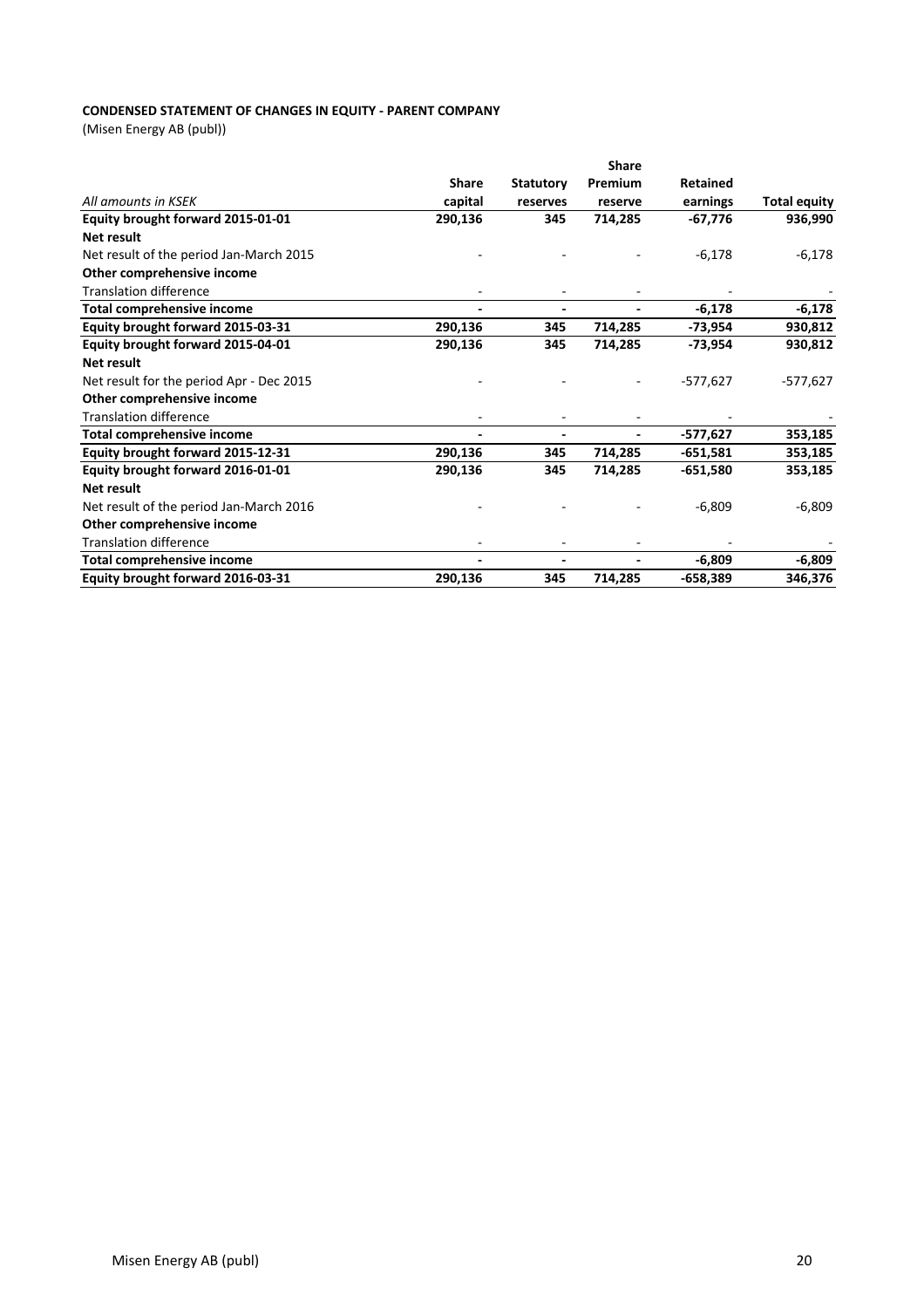**CONDENSED STATEMENT OF CHANGES IN EQUITY - PARENT COMPANY**

(Misen Energy AB (publ))

| *All amounts in KSEK* | Share capital | Statutory reserves | Share Premium reserve | Retained earnings | Total equity |
|---|---|---|---|---|---|
| **Equity brought forward 2015-01-01** | **290,136** | **345** | **714,285** | **-67,776** | **936,990** |
| **Net result** | | | | | |
| Net result of the period Jan-March 2015 | - | - | - | -6,178 | -6,178 |
| **Other comprehensive income** | | | | | |
| Translation difference | - | - | - | - | - |
| **Total comprehensive income** | **-** | **-** | **-** | **-6,178** | **-6,178** |
| **Equity brought forward 2015-03-31** | **290,136** | **345** | **714,285** | **-73,954** | **930,812** |
| **Equity brought forward 2015-04-01** | **290,136** | **345** | **714,285** | **-73,954** | **930,812** |
| **Net result** | | | | | |
| Net result for the period Apr - Dec 2015 | - | - | - | -577,627 | -577,627 |
| **Other comprehensive income** | | | | | |
| Translation difference | - | - | - | - | - |
| **Total comprehensive income** | **-** | **-** | **-** | **-577,627** | **353,185** |
| **Equity brought forward 2015-12-31** | **290,136** | **345** | **714,285** | **-651,581** | **353,185** |
| **Equity brought forward 2016-01-01** | **290,136** | **345** | **714,285** | **-651,580** | **353,185** |
| **Net result** | | | | | |
| Net result of the period Jan-March 2016 | - | - | - | -6,809 | -6,809 |
| **Other comprehensive income** | | | | | |
| Translation difference | - | - | - | - | - |
| **Total comprehensive income** | **-** | **-** | **-** | **-6,809** | **-6,809** |
| **Equity brought forward 2016-03-31** | **290,136** | **345** | **714,285** | **-658,389** | **346,376** |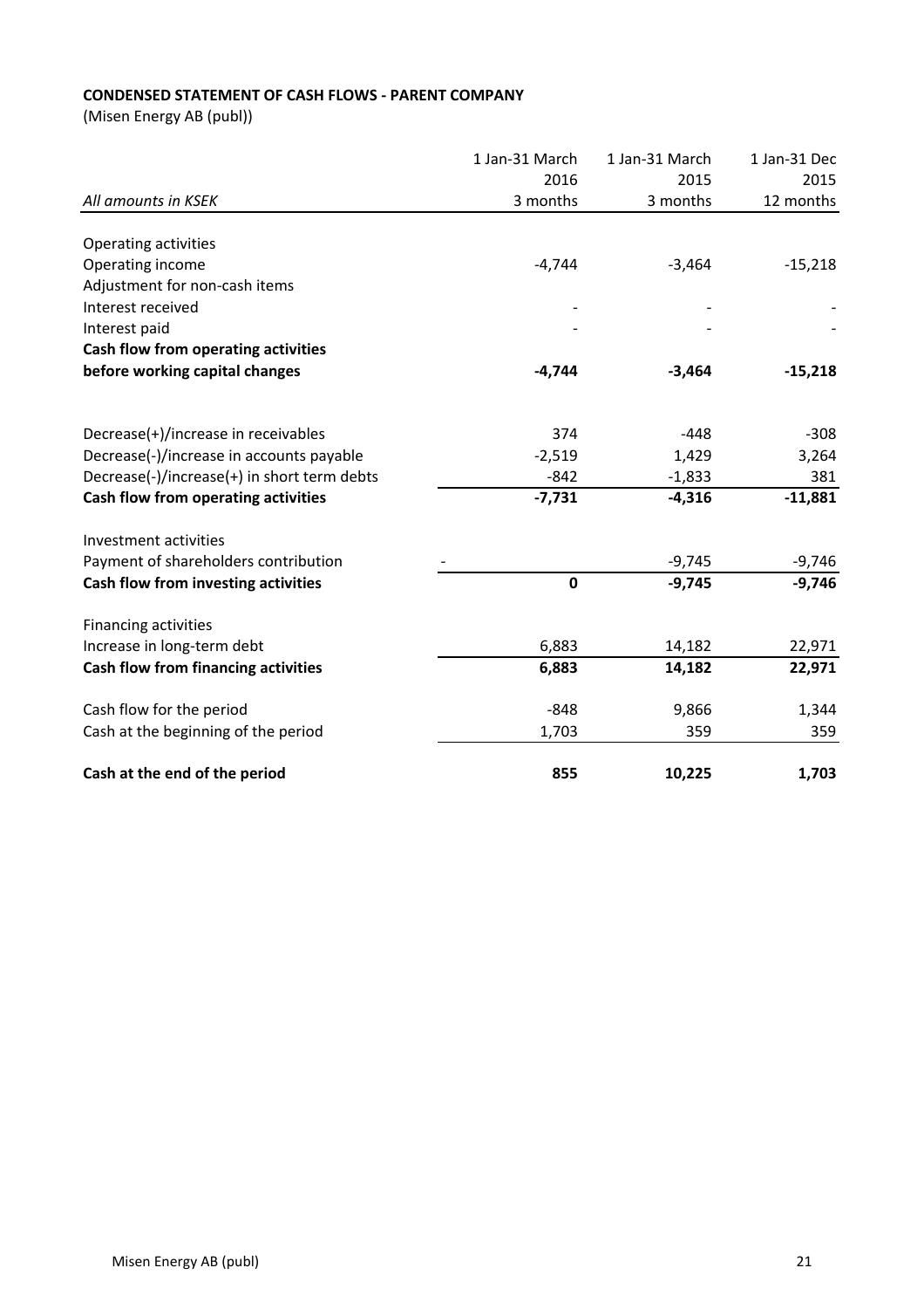**CONDENSED STATEMENT OF CASH FLOWS - PARENT COMPANY**

(Misen Energy AB (publ))

| *All amounts in KSEK* | 1 Jan-31 March 2016 3 months | 1 Jan-31 March 2015 3 months | 1 Jan-31 Dec 2015 12 months |
|---|---|---|---|
| Operating activities | | | |
| Operating income | -4,744 | -3,464 | -15,218 |
| Adjustment for non-cash items | | | |
| Interest received | - | - | - |
| Interest paid | - | - | - |
| **Cash flow from operating activities before working capital changes** | **-4,744** | **-3,464** | **-15,218** |
| | | | |
| Decrease(+)/increase in receivables | 374 | -448 | -308 |
| Decrease(-)/increase in accounts payable | -2,519 | 1,429 | 3,264 |
| Decrease(-)/increase(+) in short term debts | -842 | -1,833 | 381 |
| **Cash flow from operating activities** | **-7,731** | **-4,316** | **-11,881** |
| | | | |
| Investment activities | | | |
| Payment of shareholders contribution | - | -9,745 | -9,746 |
| **Cash flow from investing activities** | **0** | **-9,745** | **-9,746** |
| | | | |
| Financing activities | | | |
| Increase in long-term debt | 6,883 | 14,182 | 22,971 |
| **Cash flow from financing activities** | **6,883** | **14,182** | **22,971** |
| | | | |
| Cash flow for the period | -848 | 9,866 | 1,344 |
| Cash at the beginning of the period | 1,703 | 359 | 359 |
| | | | |
| **Cash at the end of the period** | **855** | **10,225** | **1,703** |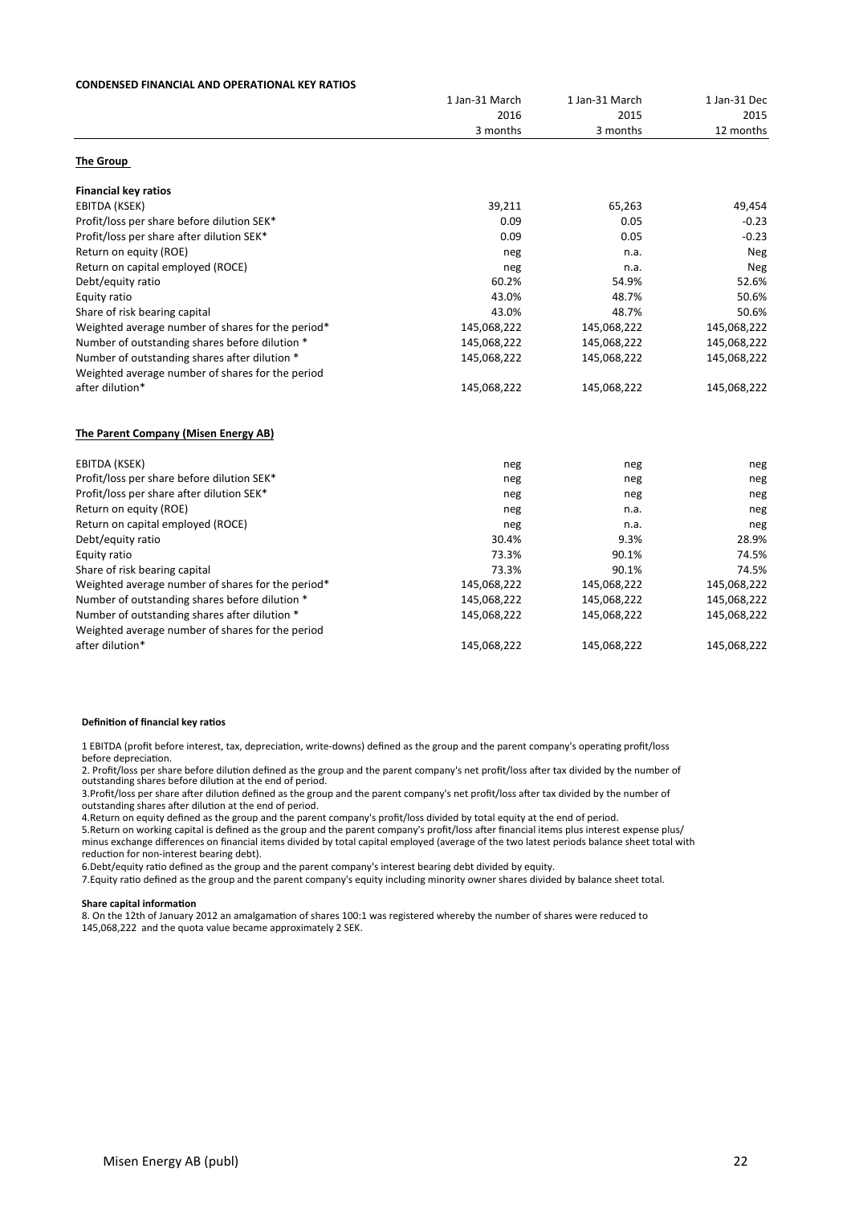**CONDENSED FINANCIAL AND OPERATIONAL KEY RATIOS**

| | 1 Jan-31 March 2016 3 months | 1 Jan-31 March 2015 3 months | 1 Jan-31 Dec 2015 12 months |
|---|---|---|---|
| **The Group** | | | |
| **Financial key ratios** | | | |
| EBITDA (KSEK) | 39,211 | 65,263 | 49,454 |
| Profit/loss per share before dilution SEK* | 0.09 | 0.05 | -0.23 |
| Profit/loss per share after dilution SEK* | 0.09 | 0.05 | -0.23 |
| Return on equity (ROE) | neg | n.a. | Neg |
| Return on capital employed (ROCE) | neg | n.a. | Neg |
| Debt/equity ratio | 60.2% | 54.9% | 52.6% |
| Equity ratio | 43.0% | 48.7% | 50.6% |
| Share of risk bearing capital | 43.0% | 48.7% | 50.6% |
| Weighted average number of shares for the period* | 145,068,222 | 145,068,222 | 145,068,222 |
| Number of outstanding shares before dilution * | 145,068,222 | 145,068,222 | 145,068,222 |
| Number of outstanding shares after dilution * | 145,068,222 | 145,068,222 | 145,068,222 |
| Weighted average number of shares for the period after dilution* | 145,068,222 | 145,068,222 | 145,068,222 |
| **The Parent Company (Misen Energy AB)** | | | |
| EBITDA (KSEK) | neg | neg | neg |
| Profit/loss per share before dilution SEK* | neg | neg | neg |
| Profit/loss per share after dilution SEK* | neg | neg | neg |
| Return on equity (ROE) | neg | n.a. | neg |
| Return on capital employed (ROCE) | neg | n.a. | neg |
| Debt/equity ratio | 30.4% | 9.3% | 28.9% |
| Equity ratio | 73.3% | 90.1% | 74.5% |
| Share of risk bearing capital | 73.3% | 90.1% | 74.5% |
| Weighted average number of shares for the period* | 145,068,222 | 145,068,222 | 145,068,222 |
| Number of outstanding shares before dilution * | 145,068,222 | 145,068,222 | 145,068,222 |
| Number of outstanding shares after dilution * | 145,068,222 | 145,068,222 | 145,068,222 |
| Weighted average number of shares for the period after dilution* | 145,068,222 | 145,068,222 | 145,068,222 |

**Definition of financial key ratios**

1 EBITDA (profit before interest, tax, depreciation, write-downs) defined as the group and the parent company's operating profit/loss before depreciation.

2. Profit/loss per share before dilution defined as the group and the parent company's net profit/loss after tax divided by the number of outstanding shares before dilution at the end of period.

3.Profit/loss per share after dilution defined as the group and the parent company's net profit/loss after tax divided by the number of outstanding shares after dilution at the end of period.

4.Return on equity defined as the group and the parent company's profit/loss divided by total equity at the end of period.

5.Return on working capital is defined as the group and the parent company's profit/loss after financial items plus interest expense plus/ minus exchange differences on financial items divided by total capital employed (average of the two latest periods balance sheet total with reduction for non-interest bearing debt).

6.Debt/equity ratio defined as the group and the parent company's interest bearing debt divided by equity.

7.Equity ratio defined as the group and the parent company's equity including minority owner shares divided by balance sheet total.

**Share capital information**

8. On the 12th of January 2012 an amalgamation of shares 100:1 was registered whereby the number of shares were reduced to 145,068,222 and the quota value became approximately 2 SEK.